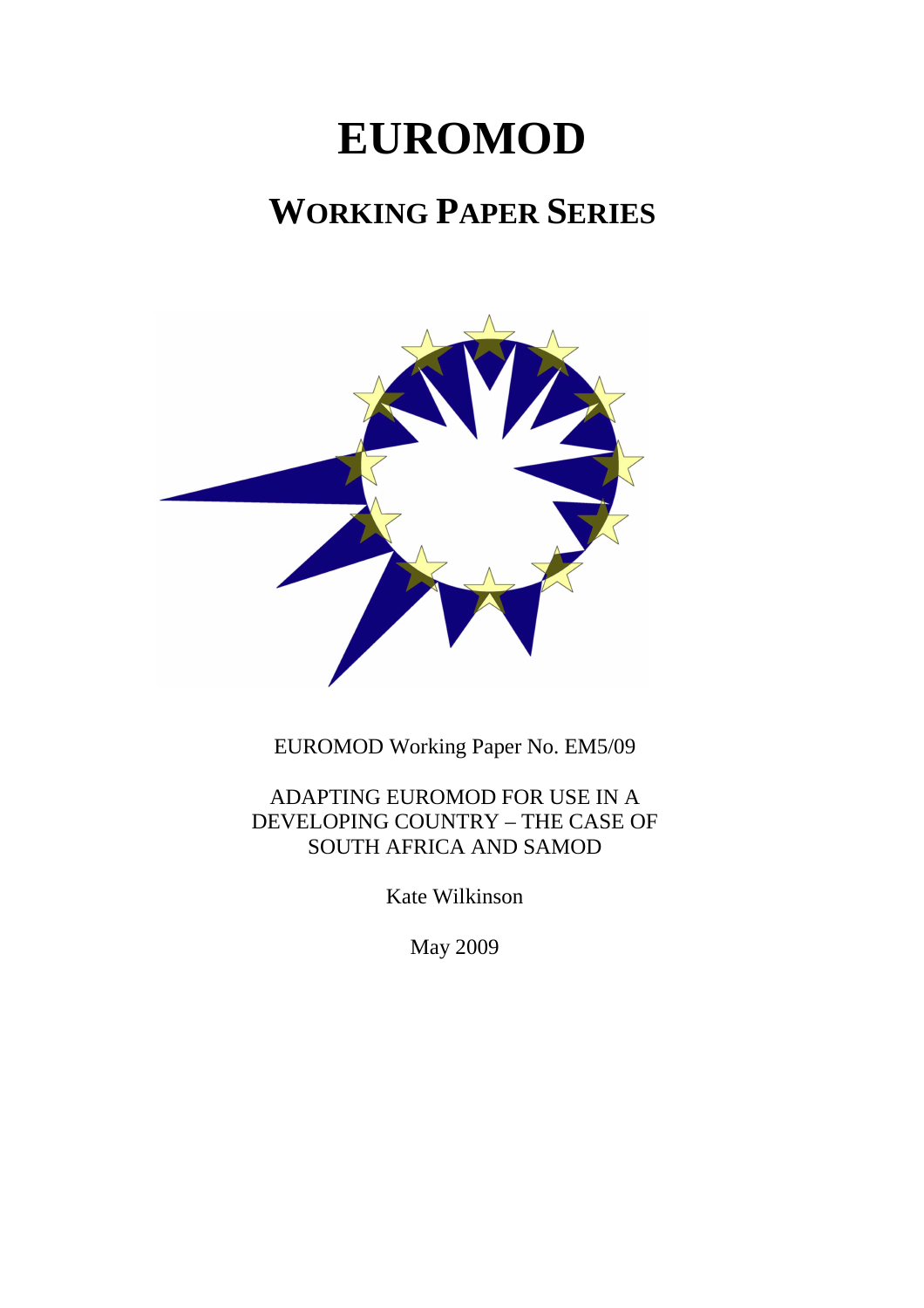# EUROMOD

## WORKING PAPER SERIES

EUROMOD Working Paper No. EM5/09

ADAPTING EUROMOD FOR USE IN A DEVELOPING COUNTRY – THE CASE OF SOUTH AFRICA AND SAMOD

Kate Wilkinson

May 2009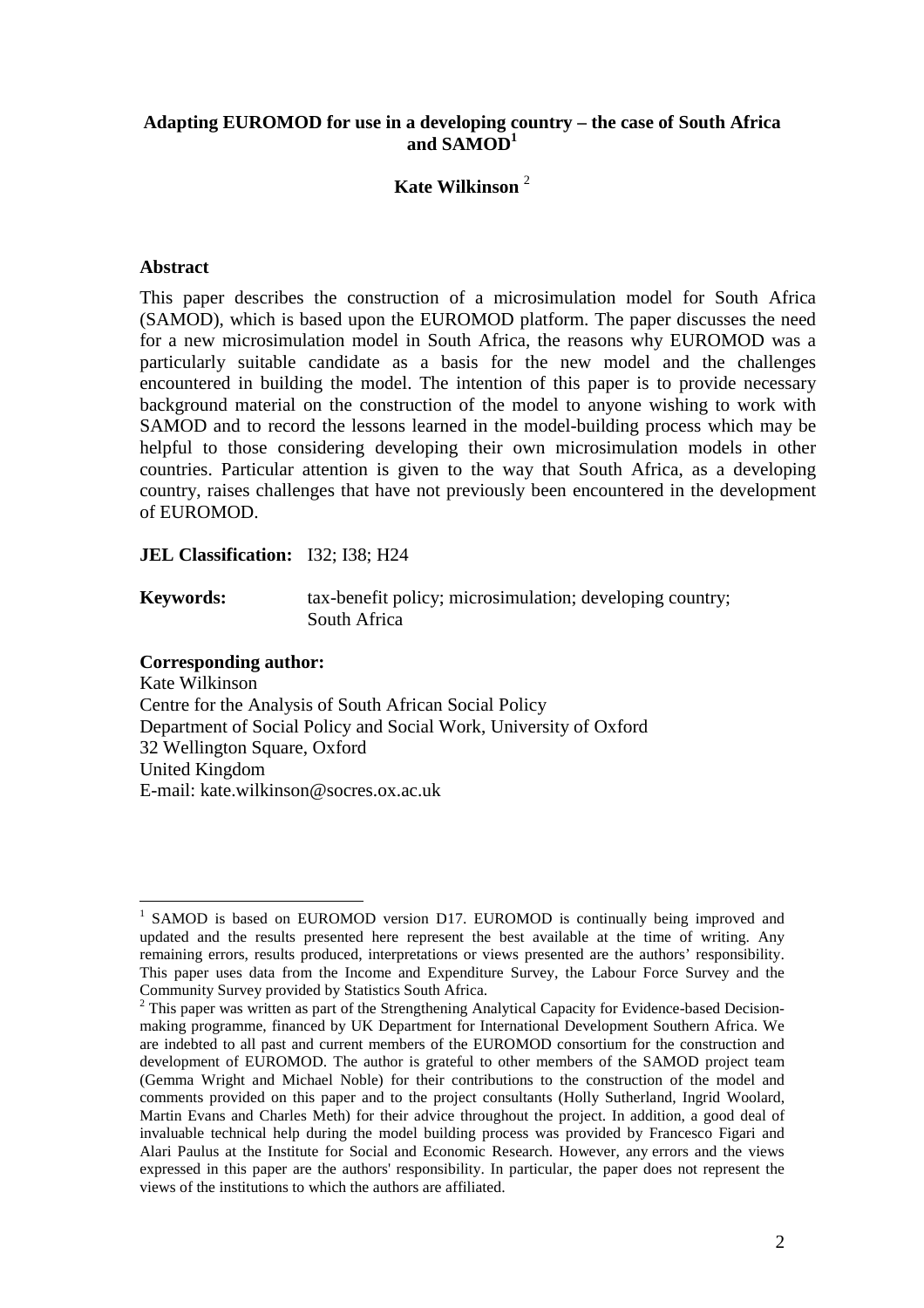# Adapting EUROMOD for use in a developing country – the case of South Africa and SAMOD[1]

**Kate Wilkinson** [2]

## Abstract

This paper describes the construction of a microsimulation model for South Africa (SAMOD), which is based upon the EUROMOD platform. The paper discusses the need for a new microsimulation model in South Africa, the reasons why EUROMOD was a particularly suitable candidate as a basis for the new model and the challenges encountered in building the model. The intention of this paper is to provide necessary background material on the construction of the model to anyone wishing to work with SAMOD and to record the lessons learned in the model-building process which may be helpful to those considering developing their own microsimulation models in other countries. Particular attention is given to the way that South Africa, as a developing country, raises challenges that have not previously been encountered in the development of EUROMOD.

**JEL Classification:** I32; I38; H24

**Keywords:** tax-benefit policy; microsimulation; developing country; South Africa

**Corresponding author:**
Kate Wilkinson
Centre for the Analysis of South African Social Policy
Department of Social Policy and Social Work, University of Oxford
32 Wellington Square, Oxford
United Kingdom
E-mail: kate.wilkinson@socres.ox.ac.uk

---

[1] SAMOD is based on EUROMOD version D17. EUROMOD is continually being improved and updated and the results presented here represent the best available at the time of writing. Any remaining errors, results produced, interpretations or views presented are the authors' responsibility. This paper uses data from the Income and Expenditure Survey, the Labour Force Survey and the Community Survey provided by Statistics South Africa.

[2] This paper was written as part of the Strengthening Analytical Capacity for Evidence-based Decision-making programme, financed by UK Department for International Development Southern Africa. We are indebted to all past and current members of the EUROMOD consortium for the construction and development of EUROMOD. The author is grateful to other members of the SAMOD project team (Gemma Wright and Michael Noble) for their contributions to the construction of the model and comments provided on this paper and to the project consultants (Holly Sutherland, Ingrid Woolard, Martin Evans and Charles Meth) for their advice throughout the project. In addition, a good deal of invaluable technical help during the model building process was provided by Francesco Figari and Alari Paulus at the Institute for Social and Economic Research. However, any errors and the views expressed in this paper are the authors' responsibility. In particular, the paper does not represent the views of the institutions to which the authors are affiliated.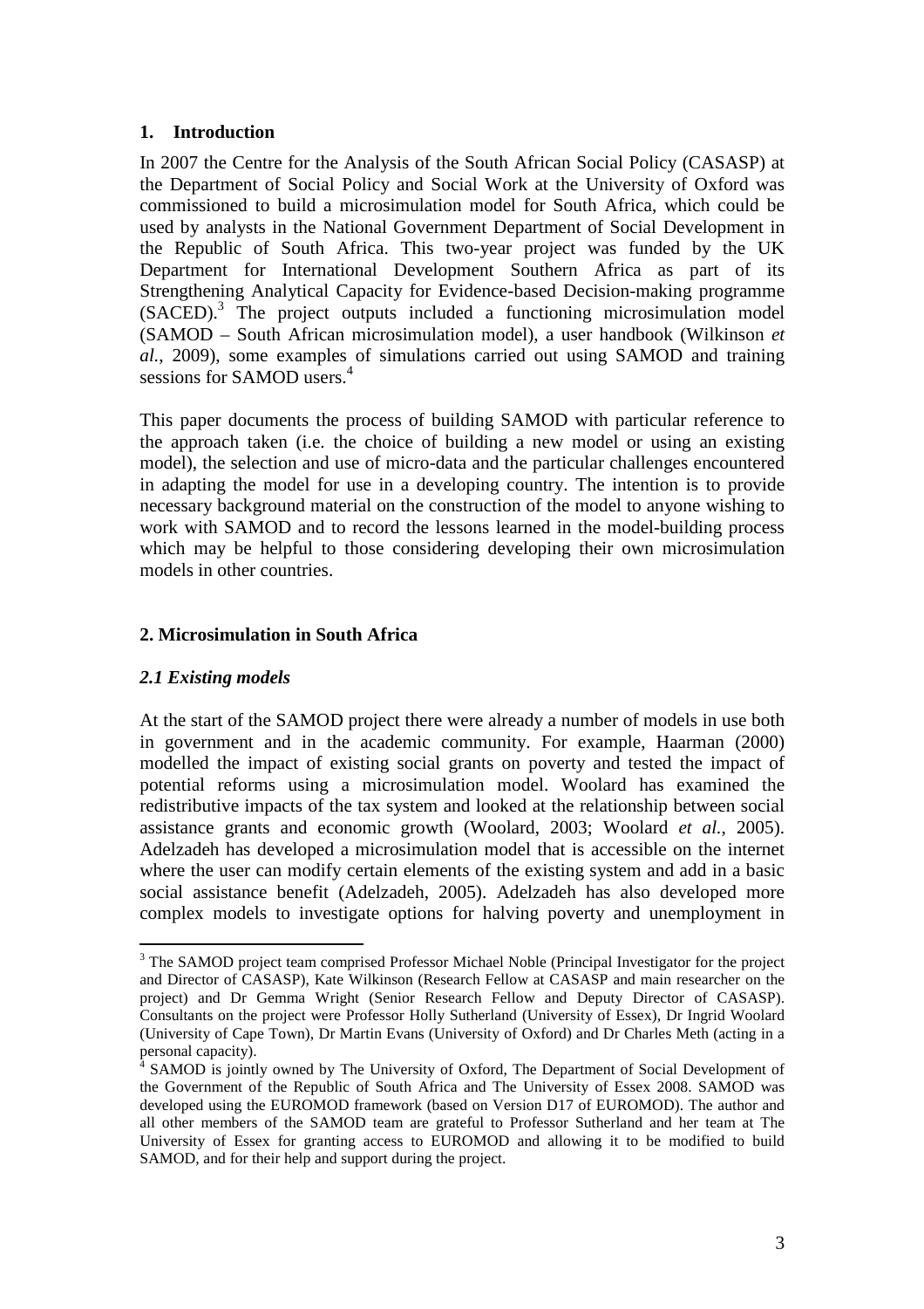## 1. Introduction

In 2007 the Centre for the Analysis of the South African Social Policy (CASASP) at the Department of Social Policy and Social Work at the University of Oxford was commissioned to build a microsimulation model for South Africa, which could be used by analysts in the National Government Department of Social Development in the Republic of South Africa. This two-year project was funded by the UK Department for International Development Southern Africa as part of its Strengthening Analytical Capacity for Evidence-based Decision-making programme (SACED).[3] The project outputs included a functioning microsimulation model (SAMOD – South African microsimulation model), a user handbook (Wilkinson *et al.*, 2009), some examples of simulations carried out using SAMOD and training sessions for SAMOD users.[4]

This paper documents the process of building SAMOD with particular reference to the approach taken (i.e. the choice of building a new model or using an existing model), the selection and use of micro-data and the particular challenges encountered in adapting the model for use in a developing country. The intention is to provide necessary background material on the construction of the model to anyone wishing to work with SAMOD and to record the lessons learned in the model-building process which may be helpful to those considering developing their own microsimulation models in other countries.

## 2. Microsimulation in South Africa

### *2.1 Existing models*

At the start of the SAMOD project there were already a number of models in use both in government and in the academic community. For example, Haarman (2000) modelled the impact of existing social grants on poverty and tested the impact of potential reforms using a microsimulation model. Woolard has examined the redistributive impacts of the tax system and looked at the relationship between social assistance grants and economic growth (Woolard, 2003; Woolard *et al.*, 2005). Adelzadeh has developed a microsimulation model that is accessible on the internet where the user can modify certain elements of the existing system and add in a basic social assistance benefit (Adelzadeh, 2005). Adelzadeh has also developed more complex models to investigate options for halving poverty and unemployment in

---

[3] The SAMOD project team comprised Professor Michael Noble (Principal Investigator for the project and Director of CASASP), Kate Wilkinson (Research Fellow at CASASP and main researcher on the project) and Dr Gemma Wright (Senior Research Fellow and Deputy Director of CASASP). Consultants on the project were Professor Holly Sutherland (University of Essex), Dr Ingrid Woolard (University of Cape Town), Dr Martin Evans (University of Oxford) and Dr Charles Meth (acting in a personal capacity).

[4] SAMOD is jointly owned by The University of Oxford, The Department of Social Development of the Government of the Republic of South Africa and The University of Essex 2008. SAMOD was developed using the EUROMOD framework (based on Version D17 of EUROMOD). The author and all other members of the SAMOD team are grateful to Professor Sutherland and her team at The University of Essex for granting access to EUROMOD and allowing it to be modified to build SAMOD, and for their help and support during the project.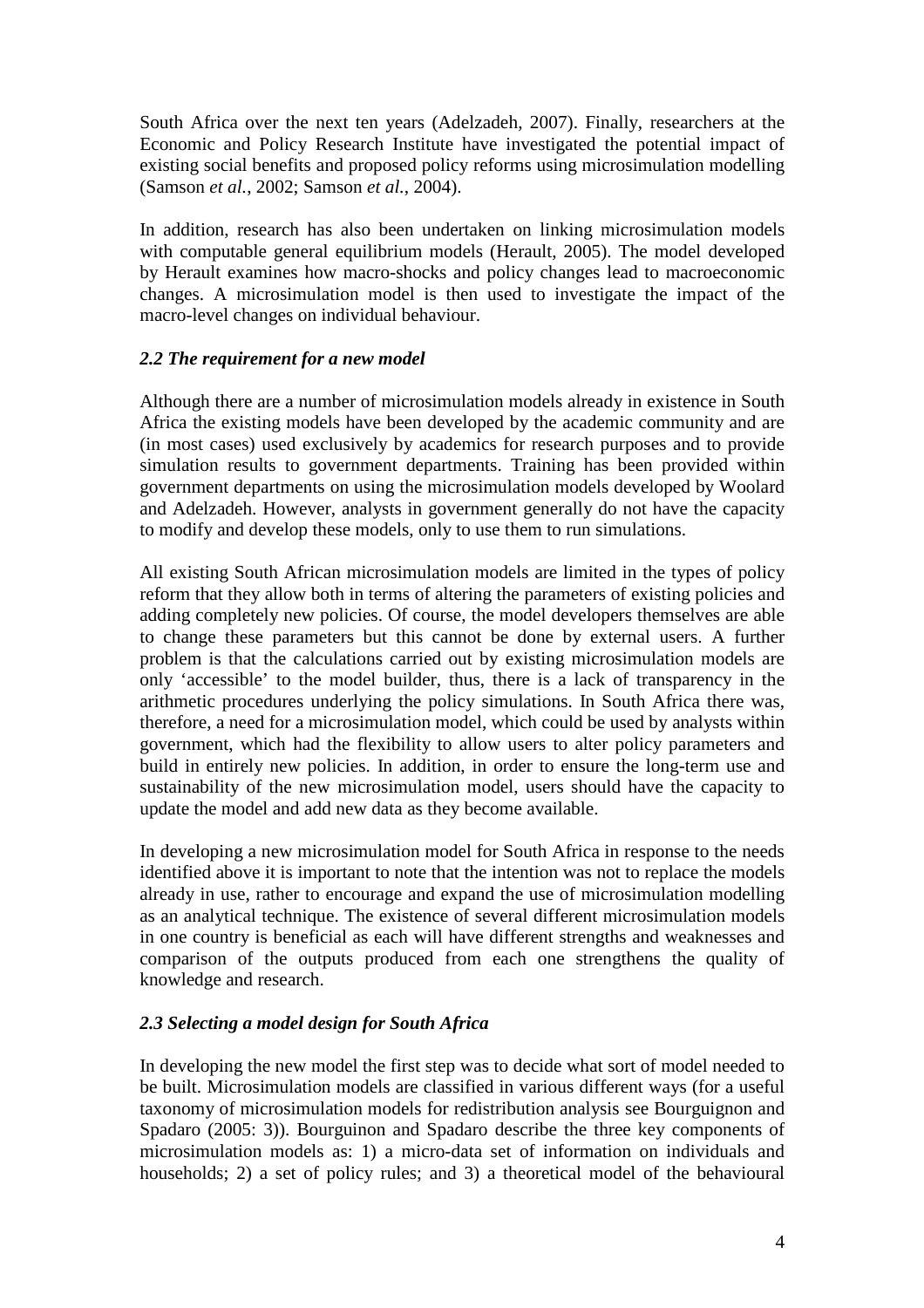South Africa over the next ten years (Adelzadeh, 2007). Finally, researchers at the Economic and Policy Research Institute have investigated the potential impact of existing social benefits and proposed policy reforms using microsimulation modelling (Samson *et al.*, 2002; Samson *et al.*, 2004).

In addition, research has also been undertaken on linking microsimulation models with computable general equilibrium models (Herault, 2005). The model developed by Herault examines how macro-shocks and policy changes lead to macroeconomic changes. A microsimulation model is then used to investigate the impact of the macro-level changes on individual behaviour.

### *2.2 The requirement for a new model*

Although there are a number of microsimulation models already in existence in South Africa the existing models have been developed by the academic community and are (in most cases) used exclusively by academics for research purposes and to provide simulation results to government departments. Training has been provided within government departments on using the microsimulation models developed by Woolard and Adelzadeh. However, analysts in government generally do not have the capacity to modify and develop these models, only to use them to run simulations.

All existing South African microsimulation models are limited in the types of policy reform that they allow both in terms of altering the parameters of existing policies and adding completely new policies. Of course, the model developers themselves are able to change these parameters but this cannot be done by external users. A further problem is that the calculations carried out by existing microsimulation models are only 'accessible' to the model builder, thus, there is a lack of transparency in the arithmetic procedures underlying the policy simulations. In South Africa there was, therefore, a need for a microsimulation model, which could be used by analysts within government, which had the flexibility to allow users to alter policy parameters and build in entirely new policies. In addition, in order to ensure the long-term use and sustainability of the new microsimulation model, users should have the capacity to update the model and add new data as they become available.

In developing a new microsimulation model for South Africa in response to the needs identified above it is important to note that the intention was not to replace the models already in use, rather to encourage and expand the use of microsimulation modelling as an analytical technique. The existence of several different microsimulation models in one country is beneficial as each will have different strengths and weaknesses and comparison of the outputs produced from each one strengthens the quality of knowledge and research.

### *2.3 Selecting a model design for South Africa*

In developing the new model the first step was to decide what sort of model needed to be built. Microsimulation models are classified in various different ways (for a useful taxonomy of microsimulation models for redistribution analysis see Bourguignon and Spadaro (2005: 3)). Bourguinon and Spadaro describe the three key components of microsimulation models as: 1) a micro-data set of information on individuals and households; 2) a set of policy rules; and 3) a theoretical model of the behavioural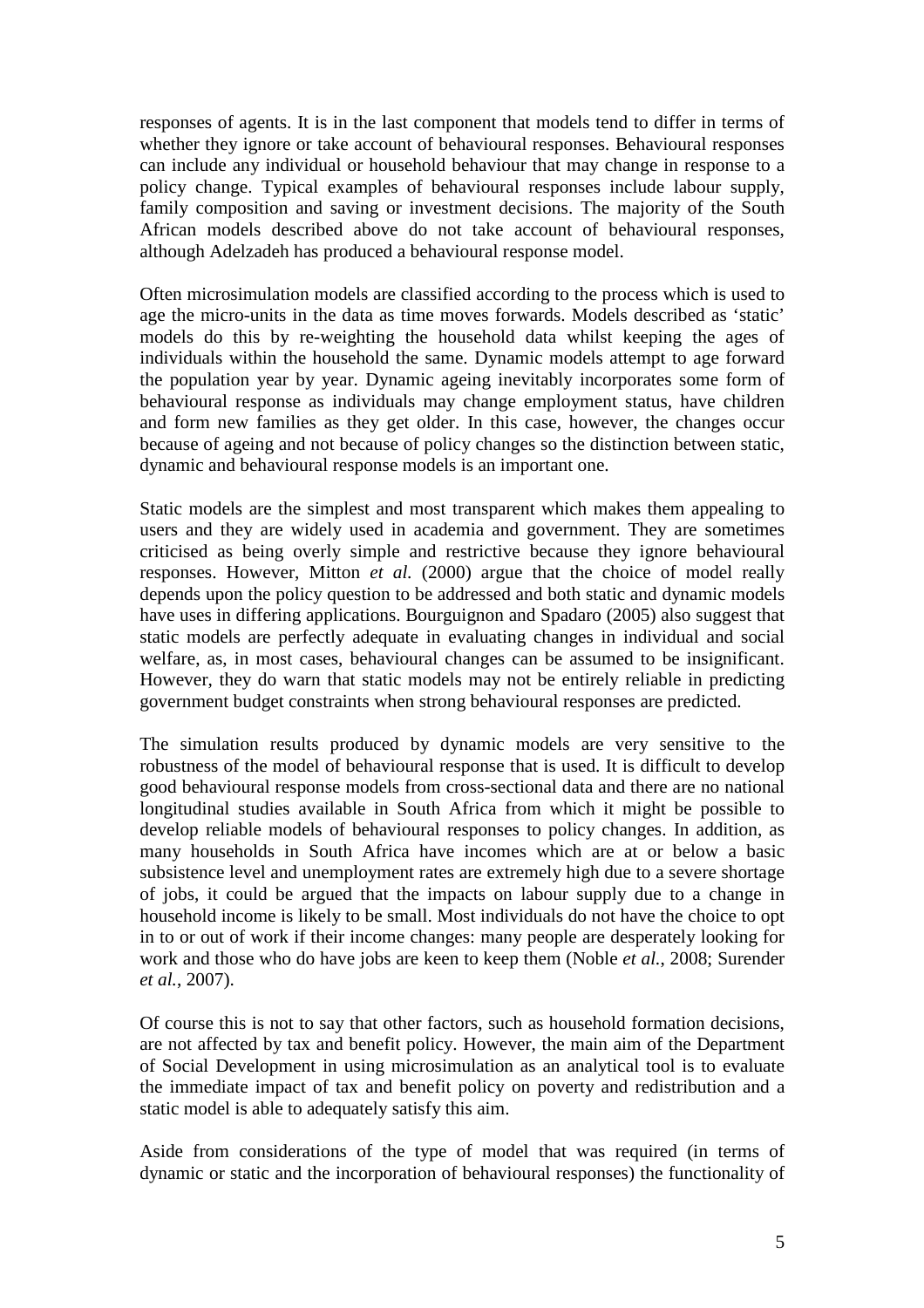responses of agents. It is in the last component that models tend to differ in terms of whether they ignore or take account of behavioural responses. Behavioural responses can include any individual or household behaviour that may change in response to a policy change. Typical examples of behavioural responses include labour supply, family composition and saving or investment decisions. The majority of the South African models described above do not take account of behavioural responses, although Adelzadeh has produced a behavioural response model.

Often microsimulation models are classified according to the process which is used to age the micro-units in the data as time moves forwards. Models described as 'static' models do this by re-weighting the household data whilst keeping the ages of individuals within the household the same. Dynamic models attempt to age forward the population year by year. Dynamic ageing inevitably incorporates some form of behavioural response as individuals may change employment status, have children and form new families as they get older. In this case, however, the changes occur because of ageing and not because of policy changes so the distinction between static, dynamic and behavioural response models is an important one.

Static models are the simplest and most transparent which makes them appealing to users and they are widely used in academia and government. They are sometimes criticised as being overly simple and restrictive because they ignore behavioural responses. However, Mitton *et al.* (2000) argue that the choice of model really depends upon the policy question to be addressed and both static and dynamic models have uses in differing applications. Bourguignon and Spadaro (2005) also suggest that static models are perfectly adequate in evaluating changes in individual and social welfare, as, in most cases, behavioural changes can be assumed to be insignificant. However, they do warn that static models may not be entirely reliable in predicting government budget constraints when strong behavioural responses are predicted.

The simulation results produced by dynamic models are very sensitive to the robustness of the model of behavioural response that is used. It is difficult to develop good behavioural response models from cross-sectional data and there are no national longitudinal studies available in South Africa from which it might be possible to develop reliable models of behavioural responses to policy changes. In addition, as many households in South Africa have incomes which are at or below a basic subsistence level and unemployment rates are extremely high due to a severe shortage of jobs, it could be argued that the impacts on labour supply due to a change in household income is likely to be small. Most individuals do not have the choice to opt in to or out of work if their income changes: many people are desperately looking for work and those who do have jobs are keen to keep them (Noble *et al.*, 2008; Surender *et al.*, 2007).

Of course this is not to say that other factors, such as household formation decisions, are not affected by tax and benefit policy. However, the main aim of the Department of Social Development in using microsimulation as an analytical tool is to evaluate the immediate impact of tax and benefit policy on poverty and redistribution and a static model is able to adequately satisfy this aim.

Aside from considerations of the type of model that was required (in terms of dynamic or static and the incorporation of behavioural responses) the functionality of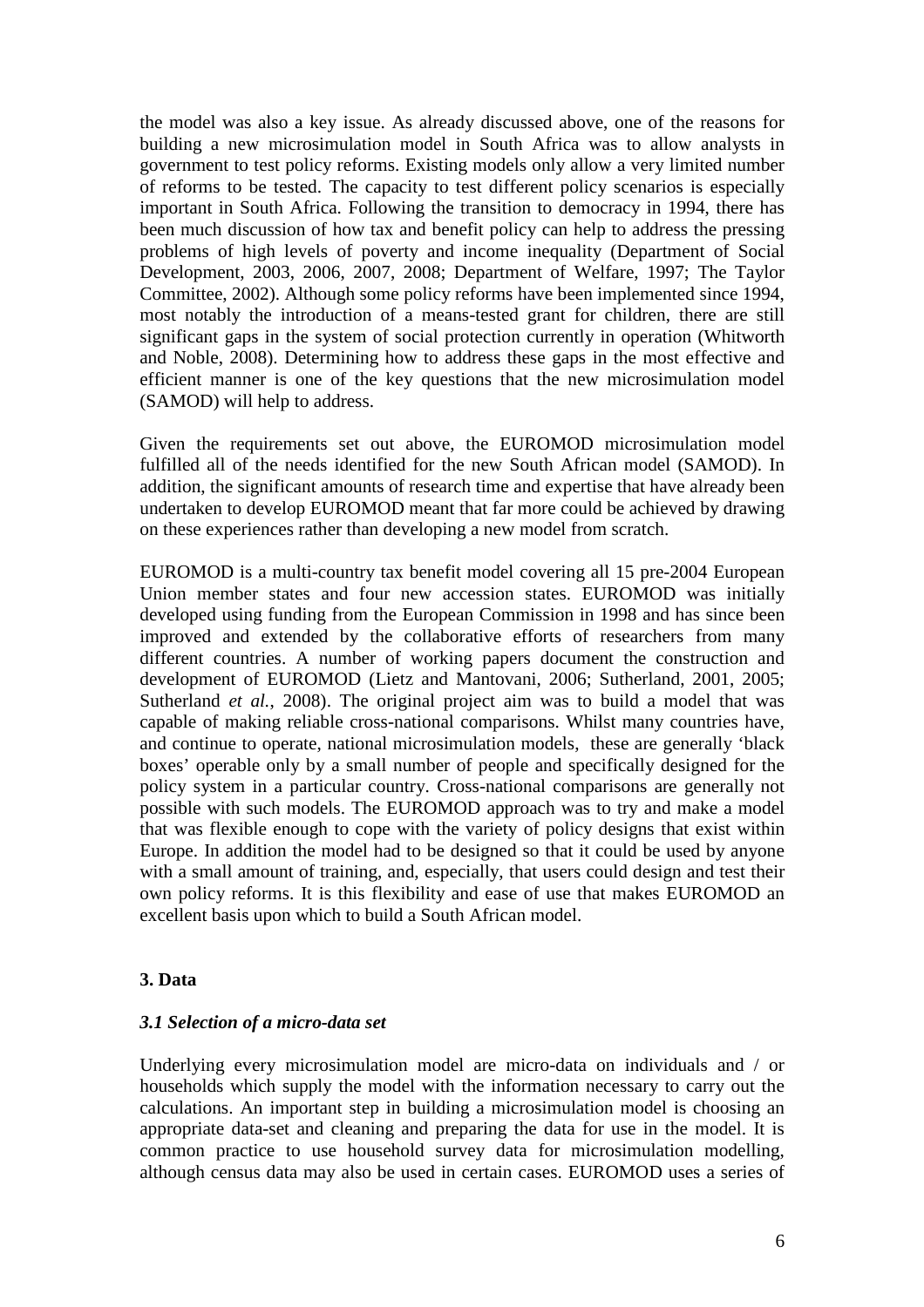the model was also a key issue. As already discussed above, one of the reasons for building a new microsimulation model in South Africa was to allow analysts in government to test policy reforms. Existing models only allow a very limited number of reforms to be tested. The capacity to test different policy scenarios is especially important in South Africa. Following the transition to democracy in 1994, there has been much discussion of how tax and benefit policy can help to address the pressing problems of high levels of poverty and income inequality (Department of Social Development, 2003, 2006, 2007, 2008; Department of Welfare, 1997; The Taylor Committee, 2002). Although some policy reforms have been implemented since 1994, most notably the introduction of a means-tested grant for children, there are still significant gaps in the system of social protection currently in operation (Whitworth and Noble, 2008). Determining how to address these gaps in the most effective and efficient manner is one of the key questions that the new microsimulation model (SAMOD) will help to address.

Given the requirements set out above, the EUROMOD microsimulation model fulfilled all of the needs identified for the new South African model (SAMOD). In addition, the significant amounts of research time and expertise that have already been undertaken to develop EUROMOD meant that far more could be achieved by drawing on these experiences rather than developing a new model from scratch.

EUROMOD is a multi-country tax benefit model covering all 15 pre-2004 European Union member states and four new accession states. EUROMOD was initially developed using funding from the European Commission in 1998 and has since been improved and extended by the collaborative efforts of researchers from many different countries. A number of working papers document the construction and development of EUROMOD (Lietz and Mantovani, 2006; Sutherland, 2001, 2005; Sutherland *et al.*, 2008). The original project aim was to build a model that was capable of making reliable cross-national comparisons. Whilst many countries have, and continue to operate, national microsimulation models, these are generally 'black boxes' operable only by a small number of people and specifically designed for the policy system in a particular country. Cross-national comparisons are generally not possible with such models. The EUROMOD approach was to try and make a model that was flexible enough to cope with the variety of policy designs that exist within Europe. In addition the model had to be designed so that it could be used by anyone with a small amount of training, and, especially, that users could design and test their own policy reforms. It is this flexibility and ease of use that makes EUROMOD an excellent basis upon which to build a South African model.

## 3. Data

### *3.1 Selection of a micro-data set*

Underlying every microsimulation model are micro-data on individuals and / or households which supply the model with the information necessary to carry out the calculations. An important step in building a microsimulation model is choosing an appropriate data-set and cleaning and preparing the data for use in the model. It is common practice to use household survey data for microsimulation modelling, although census data may also be used in certain cases. EUROMOD uses a series of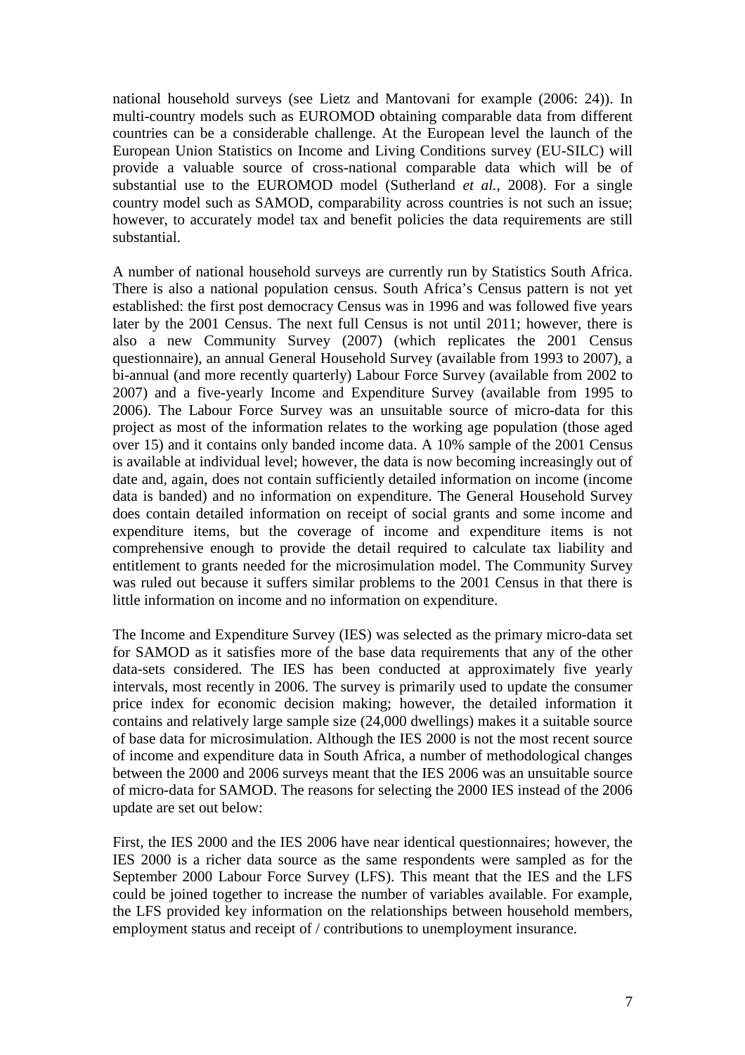national household surveys (see Lietz and Mantovani for example (2006: 24)). In multi-country models such as EUROMOD obtaining comparable data from different countries can be a considerable challenge. At the European level the launch of the European Union Statistics on Income and Living Conditions survey (EU-SILC) will provide a valuable source of cross-national comparable data which will be of substantial use to the EUROMOD model (Sutherland *et al.*, 2008). For a single country model such as SAMOD, comparability across countries is not such an issue; however, to accurately model tax and benefit policies the data requirements are still substantial.

A number of national household surveys are currently run by Statistics South Africa. There is also a national population census. South Africa's Census pattern is not yet established: the first post democracy Census was in 1996 and was followed five years later by the 2001 Census. The next full Census is not until 2011; however, there is also a new Community Survey (2007) (which replicates the 2001 Census questionnaire), an annual General Household Survey (available from 1993 to 2007), a bi-annual (and more recently quarterly) Labour Force Survey (available from 2002 to 2007) and a five-yearly Income and Expenditure Survey (available from 1995 to 2006). The Labour Force Survey was an unsuitable source of micro-data for this project as most of the information relates to the working age population (those aged over 15) and it contains only banded income data. A 10% sample of the 2001 Census is available at individual level; however, the data is now becoming increasingly out of date and, again, does not contain sufficiently detailed information on income (income data is banded) and no information on expenditure. The General Household Survey does contain detailed information on receipt of social grants and some income and expenditure items, but the coverage of income and expenditure items is not comprehensive enough to provide the detail required to calculate tax liability and entitlement to grants needed for the microsimulation model. The Community Survey was ruled out because it suffers similar problems to the 2001 Census in that there is little information on income and no information on expenditure.

The Income and Expenditure Survey (IES) was selected as the primary micro-data set for SAMOD as it satisfies more of the base data requirements that any of the other data-sets considered. The IES has been conducted at approximately five yearly intervals, most recently in 2006. The survey is primarily used to update the consumer price index for economic decision making; however, the detailed information it contains and relatively large sample size (24,000 dwellings) makes it a suitable source of base data for microsimulation. Although the IES 2000 is not the most recent source of income and expenditure data in South Africa, a number of methodological changes between the 2000 and 2006 surveys meant that the IES 2006 was an unsuitable source of micro-data for SAMOD. The reasons for selecting the 2000 IES instead of the 2006 update are set out below:

First, the IES 2000 and the IES 2006 have near identical questionnaires; however, the IES 2000 is a richer data source as the same respondents were sampled as for the September 2000 Labour Force Survey (LFS). This meant that the IES and the LFS could be joined together to increase the number of variables available. For example, the LFS provided key information on the relationships between household members, employment status and receipt of / contributions to unemployment insurance.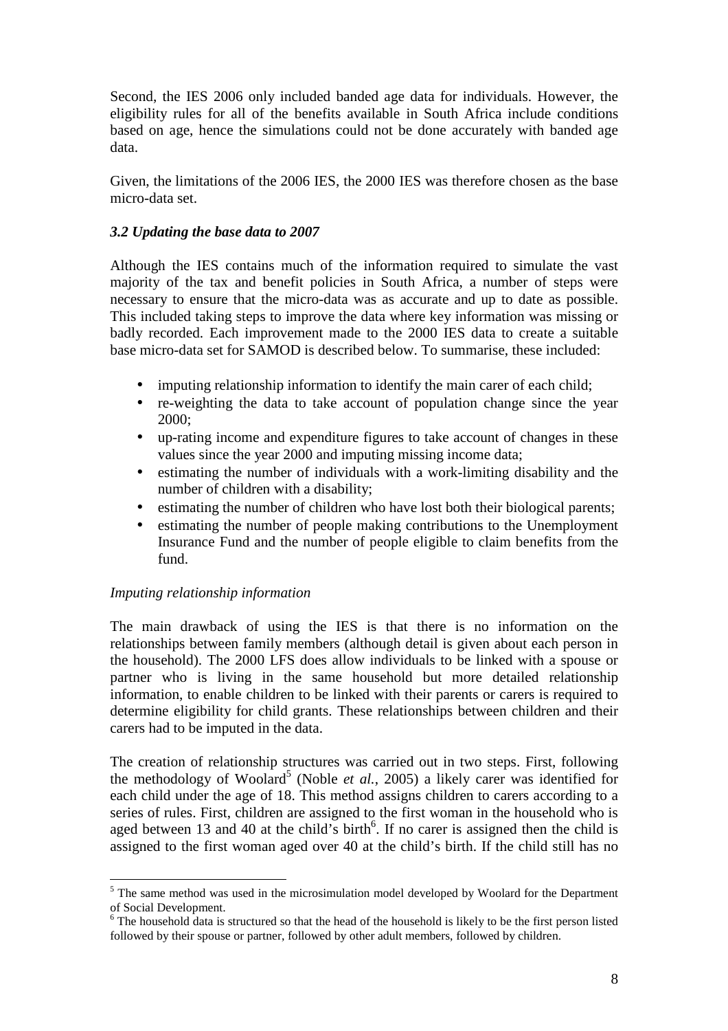Second, the IES 2006 only included banded age data for individuals. However, the eligibility rules for all of the benefits available in South Africa include conditions based on age, hence the simulations could not be done accurately with banded age data.

Given, the limitations of the 2006 IES, the 2000 IES was therefore chosen as the base micro-data set.

### *3.2 Updating the base data to 2007*

Although the IES contains much of the information required to simulate the vast majority of the tax and benefit policies in South Africa, a number of steps were necessary to ensure that the micro-data was as accurate and up to date as possible. This included taking steps to improve the data where key information was missing or badly recorded. Each improvement made to the 2000 IES data to create a suitable base micro-data set for SAMOD is described below. To summarise, these included:

- imputing relationship information to identify the main carer of each child;
- re-weighting the data to take account of population change since the year 2000;
- up-rating income and expenditure figures to take account of changes in these values since the year 2000 and imputing missing income data;
- estimating the number of individuals with a work-limiting disability and the number of children with a disability;
- estimating the number of children who have lost both their biological parents;
- estimating the number of people making contributions to the Unemployment Insurance Fund and the number of people eligible to claim benefits from the fund.

*Imputing relationship information*

The main drawback of using the IES is that there is no information on the relationships between family members (although detail is given about each person in the household). The 2000 LFS does allow individuals to be linked with a spouse or partner who is living in the same household but more detailed relationship information, to enable children to be linked with their parents or carers is required to determine eligibility for child grants. These relationships between children and their carers had to be imputed in the data.

The creation of relationship structures was carried out in two steps. First, following the methodology of Woolard[5] (Noble *et al.*, 2005) a likely carer was identified for each child under the age of 18. This method assigns children to carers according to a series of rules. First, children are assigned to the first woman in the household who is aged between 13 and 40 at the child's birth[6]. If no carer is assigned then the child is assigned to the first woman aged over 40 at the child's birth. If the child still has no

[5] The same method was used in the microsimulation model developed by Woolard for the Department of Social Development.

[6] The household data is structured so that the head of the household is likely to be the first person listed followed by their spouse or partner, followed by other adult members, followed by children.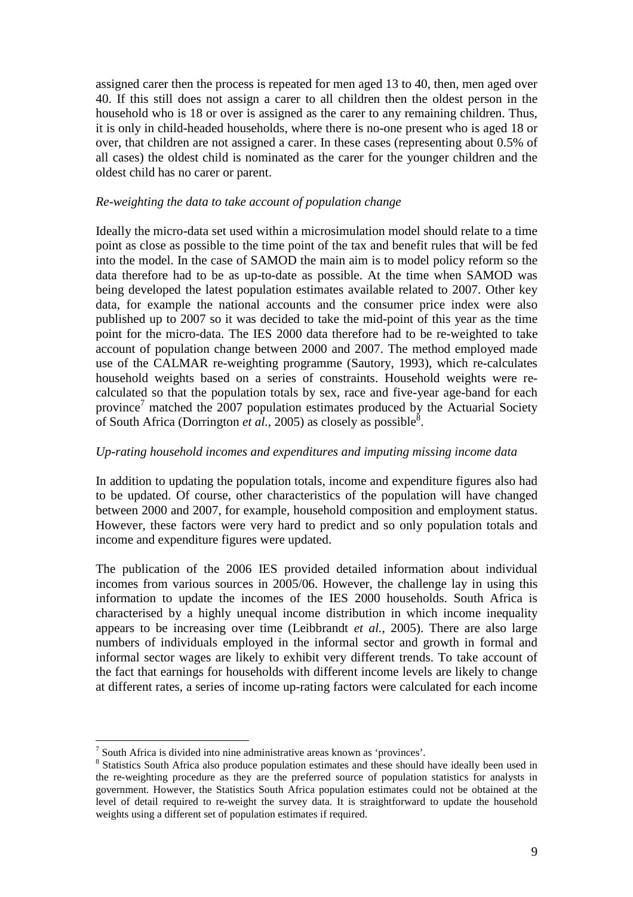assigned carer then the process is repeated for men aged 13 to 40, then, men aged over 40. If this still does not assign a carer to all children then the oldest person in the household who is 18 or over is assigned as the carer to any remaining children. Thus, it is only in child-headed households, where there is no-one present who is aged 18 or over, that children are not assigned a carer. In these cases (representing about 0.5% of all cases) the oldest child is nominated as the carer for the younger children and the oldest child has no carer or parent.

*Re-weighting the data to take account of population change*

Ideally the micro-data set used within a microsimulation model should relate to a time point as close as possible to the time point of the tax and benefit rules that will be fed into the model. In the case of SAMOD the main aim is to model policy reform so the data therefore had to be as up-to-date as possible. At the time when SAMOD was being developed the latest population estimates available related to 2007. Other key data, for example the national accounts and the consumer price index were also published up to 2007 so it was decided to take the mid-point of this year as the time point for the micro-data. The IES 2000 data therefore had to be re-weighted to take account of population change between 2000 and 2007. The method employed made use of the CALMAR re-weighting programme (Sautory, 1993), which re-calculates household weights based on a series of constraints. Household weights were re-calculated so that the population totals by sex, race and five-year age-band for each province[7] matched the 2007 population estimates produced by the Actuarial Society of South Africa (Dorrington *et al.*, 2005) as closely as possible[8].

*Up-rating household incomes and expenditures and imputing missing income data*

In addition to updating the population totals, income and expenditure figures also had to be updated. Of course, other characteristics of the population will have changed between 2000 and 2007, for example, household composition and employment status. However, these factors were very hard to predict and so only population totals and income and expenditure figures were updated.

The publication of the 2006 IES provided detailed information about individual incomes from various sources in 2005/06. However, the challenge lay in using this information to update the incomes of the IES 2000 households. South Africa is characterised by a highly unequal income distribution in which income inequality appears to be increasing over time (Leibbrandt *et al.*, 2005). There are also large numbers of individuals employed in the informal sector and growth in formal and informal sector wages are likely to exhibit very different trends. To take account of the fact that earnings for households with different income levels are likely to change at different rates, a series of income up-rating factors were calculated for each income

---

[7] South Africa is divided into nine administrative areas known as 'provinces'.

[8] Statistics South Africa also produce population estimates and these should have ideally been used in the re-weighting procedure as they are the preferred source of population statistics for analysts in government. However, the Statistics South Africa population estimates could not be obtained at the level of detail required to re-weight the survey data. It is straightforward to update the household weights using a different set of population estimates if required.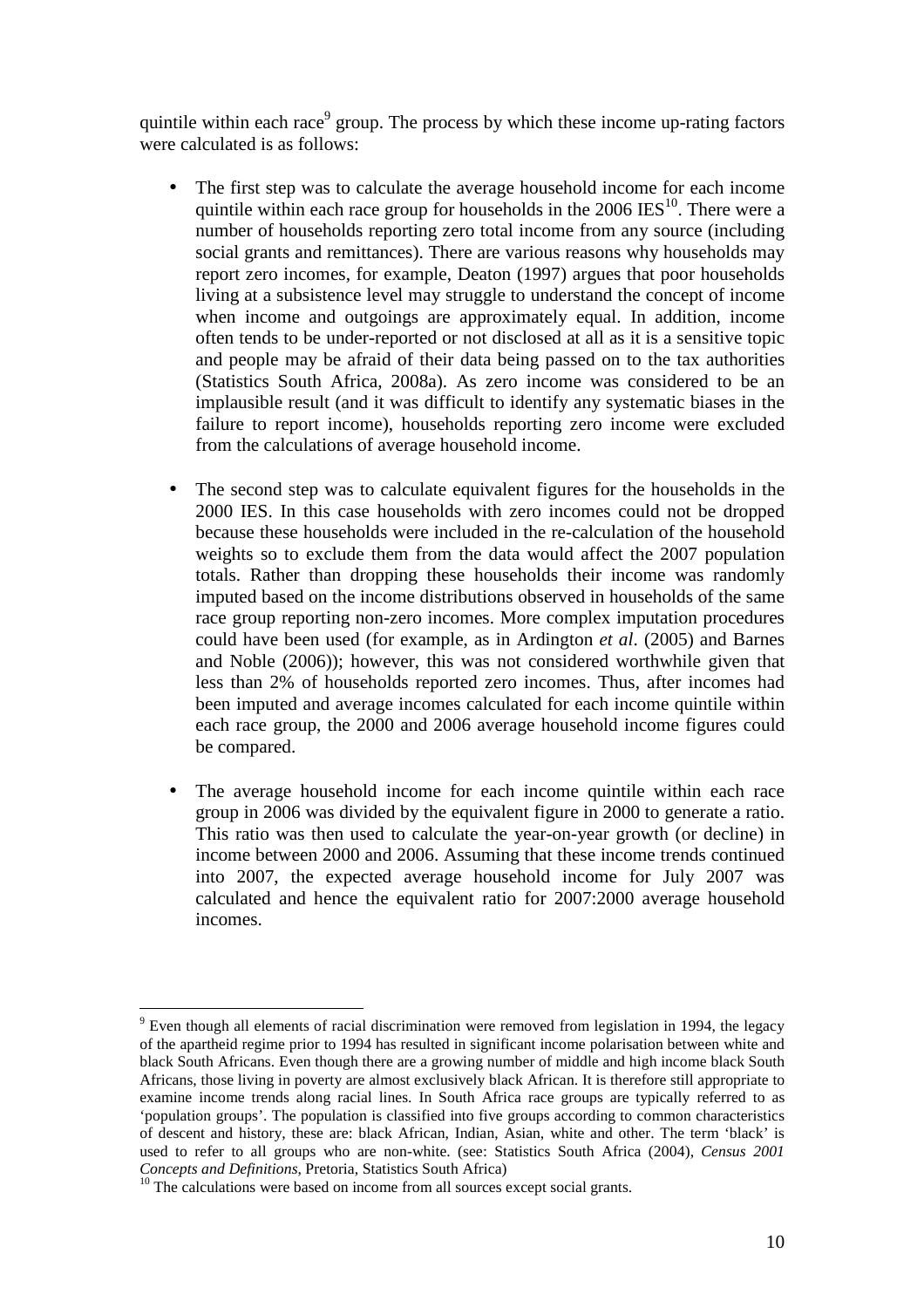quintile within each race[9] group. The process by which these income up-rating factors were calculated is as follows:

- The first step was to calculate the average household income for each income quintile within each race group for households in the 2006 IES[10]. There were a number of households reporting zero total income from any source (including social grants and remittances). There are various reasons why households may report zero incomes, for example, Deaton (1997) argues that poor households living at a subsistence level may struggle to understand the concept of income when income and outgoings are approximately equal. In addition, income often tends to be under-reported or not disclosed at all as it is a sensitive topic and people may be afraid of their data being passed on to the tax authorities (Statistics South Africa, 2008a). As zero income was considered to be an implausible result (and it was difficult to identify any systematic biases in the failure to report income), households reporting zero income were excluded from the calculations of average household income.

- The second step was to calculate equivalent figures for the households in the 2000 IES. In this case households with zero incomes could not be dropped because these households were included in the re-calculation of the household weights so to exclude them from the data would affect the 2007 population totals. Rather than dropping these households their income was randomly imputed based on the income distributions observed in households of the same race group reporting non-zero incomes. More complex imputation procedures could have been used (for example, as in Ardington *et al*. (2005) and Barnes and Noble (2006)); however, this was not considered worthwhile given that less than 2% of households reported zero incomes. Thus, after incomes had been imputed and average incomes calculated for each income quintile within each race group, the 2000 and 2006 average household income figures could be compared.

- The average household income for each income quintile within each race group in 2006 was divided by the equivalent figure in 2000 to generate a ratio. This ratio was then used to calculate the year-on-year growth (or decline) in income between 2000 and 2006. Assuming that these income trends continued into 2007, the expected average household income for July 2007 was calculated and hence the equivalent ratio for 2007:2000 average household incomes.

---

[9] Even though all elements of racial discrimination were removed from legislation in 1994, the legacy of the apartheid regime prior to 1994 has resulted in significant income polarisation between white and black South Africans. Even though there are a growing number of middle and high income black South Africans, those living in poverty are almost exclusively black African. It is therefore still appropriate to examine income trends along racial lines. In South Africa race groups are typically referred to as 'population groups'. The population is classified into five groups according to common characteristics of descent and history, these are: black African, Indian, Asian, white and other. The term 'black' is used to refer to all groups who are non-white. (see: Statistics South Africa (2004), *Census 2001 Concepts and Definitions*, Pretoria, Statistics South Africa)

[10] The calculations were based on income from all sources except social grants.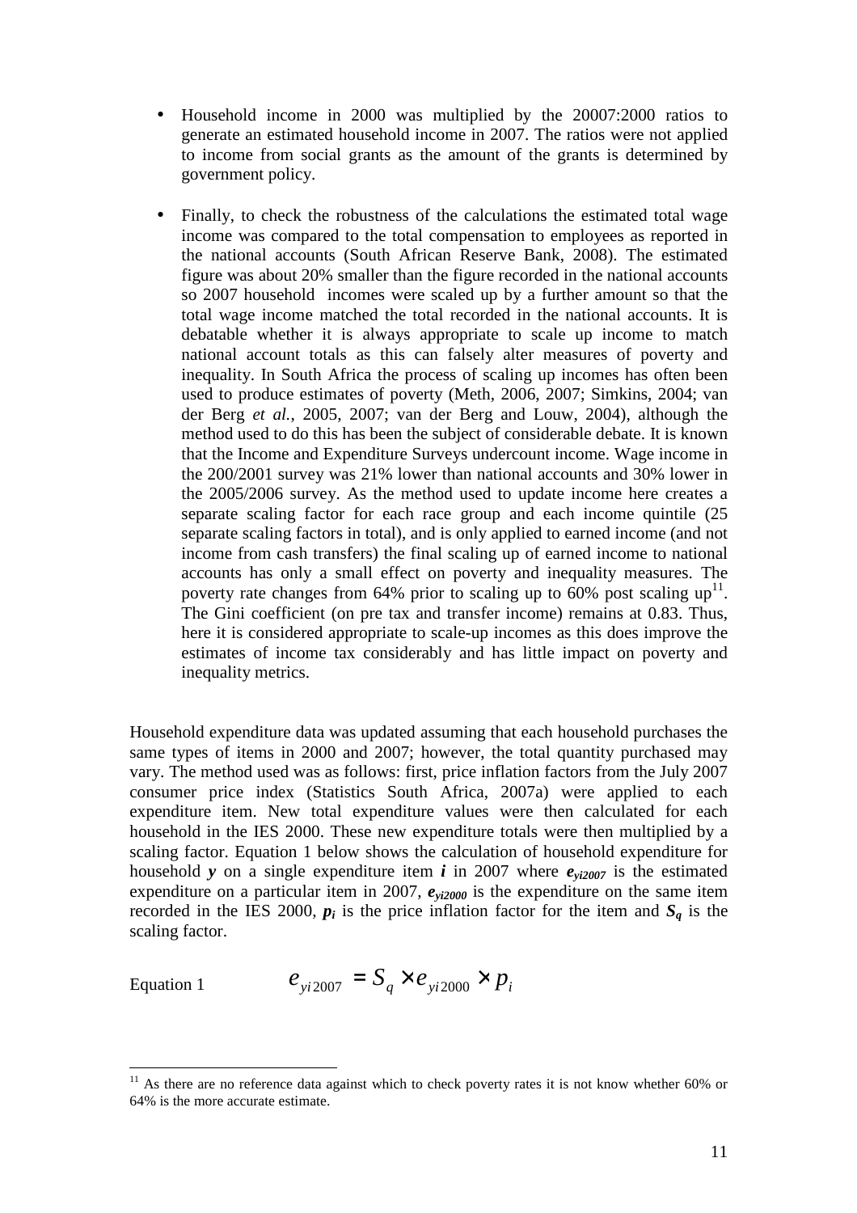- Household income in 2000 was multiplied by the 20007:2000 ratios to generate an estimated household income in 2007. The ratios were not applied to income from social grants as the amount of the grants is determined by government policy.

- Finally, to check the robustness of the calculations the estimated total wage income was compared to the total compensation to employees as reported in the national accounts (South African Reserve Bank, 2008). The estimated figure was about 20% smaller than the figure recorded in the national accounts so 2007 household incomes were scaled up by a further amount so that the total wage income matched the total recorded in the national accounts. It is debatable whether it is always appropriate to scale up income to match national account totals as this can falsely alter measures of poverty and inequality. In South Africa the process of scaling up incomes has often been used to produce estimates of poverty (Meth, 2006, 2007; Simkins, 2004; van der Berg *et al.*, 2005, 2007; van der Berg and Louw, 2004), although the method used to do this has been the subject of considerable debate. It is known that the Income and Expenditure Surveys undercount income. Wage income in the 200/2001 survey was 21% lower than national accounts and 30% lower in the 2005/2006 survey. As the method used to update income here creates a separate scaling factor for each race group and each income quintile (25 separate scaling factors in total), and is only applied to earned income (and not income from cash transfers) the final scaling up of earned income to national accounts has only a small effect on poverty and inequality measures. The poverty rate changes from 64% prior to scaling up to 60% post scaling up[11]. The Gini coefficient (on pre tax and transfer income) remains at 0.83. Thus, here it is considered appropriate to scale-up incomes as this does improve the estimates of income tax considerably and has little impact on poverty and inequality metrics.

Household expenditure data was updated assuming that each household purchases the same types of items in 2000 and 2007; however, the total quantity purchased may vary. The method used was as follows: first, price inflation factors from the July 2007 consumer price index (Statistics South Africa, 2007a) were applied to each expenditure item. New total expenditure values were then calculated for each household in the IES 2000. These new expenditure totals were then multiplied by a scaling factor. Equation 1 below shows the calculation of household expenditure for household $y$ on a single expenditure item $i$ in 2007 where $e_{yi2007}$ is the estimated expenditure on a particular item in 2007, $e_{yi2000}$ is the expenditure on the same item recorded in the IES 2000, $p_i$ is the price inflation factor for the item and $S_q$ is the scaling factor.

Equation 1
$$e_{yi2007} = S_q \times e_{yi2000} \times p_i$$

[11] As there are no reference data against which to check poverty rates it is not know whether 60% or 64% is the more accurate estimate.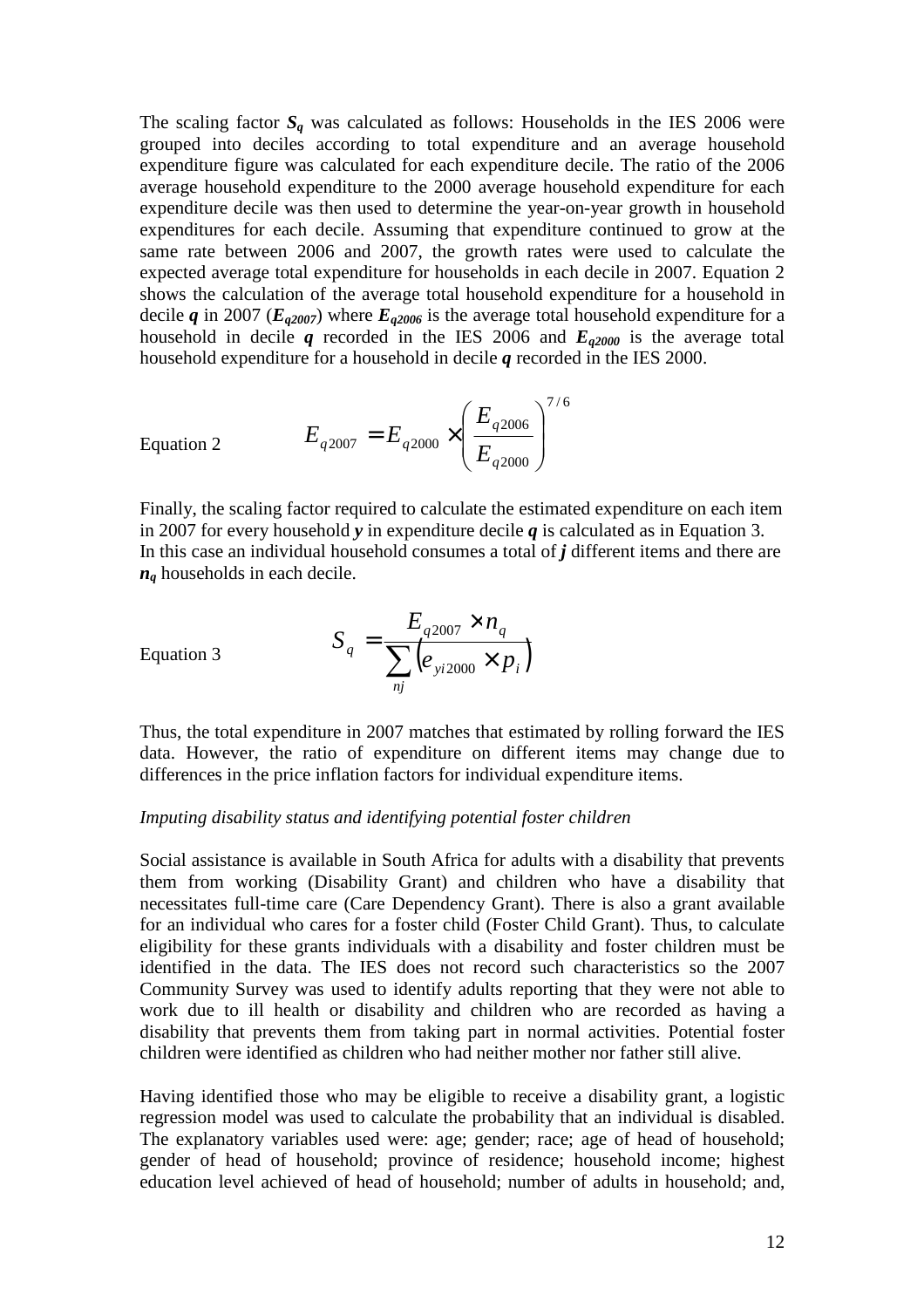The scaling factor $S_q$ was calculated as follows: Households in the IES 2006 were grouped into deciles according to total expenditure and an average household expenditure figure was calculated for each expenditure decile. The ratio of the 2006 average household expenditure to the 2000 average household expenditure for each expenditure decile was then used to determine the year-on-year growth in household expenditures for each decile. Assuming that expenditure continued to grow at the same rate between 2006 and 2007, the growth rates were used to calculate the expected average total expenditure for households in each decile in 2007. Equation 2 shows the calculation of the average total household expenditure for a household in decile $q$ in 2007 ($E_{q2007}$) where $E_{q2006}$ is the average total household expenditure for a household in decile $q$ recorded in the IES 2006 and $E_{q2000}$ is the average total household expenditure for a household in decile $q$ recorded in the IES 2000.

Equation 2
$$E_{q2007} = E_{q2000} \times \left( \frac{E_{q2006}}{E_{q2000}} \right)^{7/6}$$

Finally, the scaling factor required to calculate the estimated expenditure on each item in 2007 for every household $y$ in expenditure decile $q$ is calculated as in Equation 3. In this case an individual household consumes a total of $j$ different items and there are $n_q$ households in each decile.

Equation 3
$$S_q = \frac{E_{q2007} \times n_q}{\sum_{nj} \left( e_{yi2000} \times p_i \right)}$$

Thus, the total expenditure in 2007 matches that estimated by rolling forward the IES data. However, the ratio of expenditure on different items may change due to differences in the price inflation factors for individual expenditure items.

*Imputing disability status and identifying potential foster children*

Social assistance is available in South Africa for adults with a disability that prevents them from working (Disability Grant) and children who have a disability that necessitates full-time care (Care Dependency Grant). There is also a grant available for an individual who cares for a foster child (Foster Child Grant). Thus, to calculate eligibility for these grants individuals with a disability and foster children must be identified in the data. The IES does not record such characteristics so the 2007 Community Survey was used to identify adults reporting that they were not able to work due to ill health or disability and children who are recorded as having a disability that prevents them from taking part in normal activities. Potential foster children were identified as children who had neither mother nor father still alive.

Having identified those who may be eligible to receive a disability grant, a logistic regression model was used to calculate the probability that an individual is disabled. The explanatory variables used were: age; gender; race; age of head of household; gender of head of household; province of residence; household income; highest education level achieved of head of household; number of adults in household; and,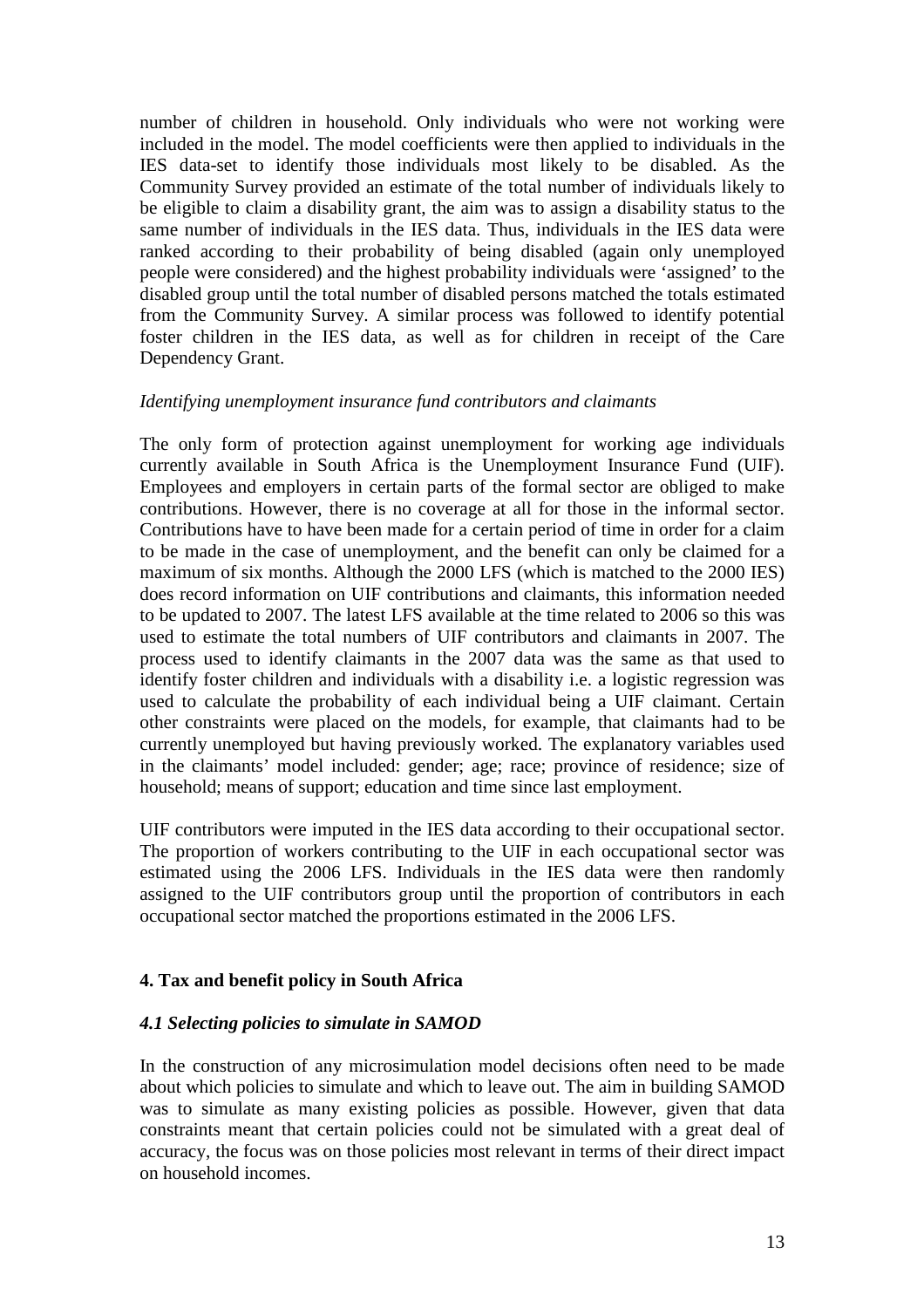number of children in household. Only individuals who were not working were included in the model. The model coefficients were then applied to individuals in the IES data-set to identify those individuals most likely to be disabled. As the Community Survey provided an estimate of the total number of individuals likely to be eligible to claim a disability grant, the aim was to assign a disability status to the same number of individuals in the IES data. Thus, individuals in the IES data were ranked according to their probability of being disabled (again only unemployed people were considered) and the highest probability individuals were 'assigned' to the disabled group until the total number of disabled persons matched the totals estimated from the Community Survey. A similar process was followed to identify potential foster children in the IES data, as well as for children in receipt of the Care Dependency Grant.

*Identifying unemployment insurance fund contributors and claimants*

The only form of protection against unemployment for working age individuals currently available in South Africa is the Unemployment Insurance Fund (UIF). Employees and employers in certain parts of the formal sector are obliged to make contributions. However, there is no coverage at all for those in the informal sector. Contributions have to have been made for a certain period of time in order for a claim to be made in the case of unemployment, and the benefit can only be claimed for a maximum of six months. Although the 2000 LFS (which is matched to the 2000 IES) does record information on UIF contributions and claimants, this information needed to be updated to 2007. The latest LFS available at the time related to 2006 so this was used to estimate the total numbers of UIF contributors and claimants in 2007. The process used to identify claimants in the 2007 data was the same as that used to identify foster children and individuals with a disability i.e. a logistic regression was used to calculate the probability of each individual being a UIF claimant. Certain other constraints were placed on the models, for example, that claimants had to be currently unemployed but having previously worked. The explanatory variables used in the claimants' model included: gender; age; race; province of residence; size of household; means of support; education and time since last employment.

UIF contributors were imputed in the IES data according to their occupational sector. The proportion of workers contributing to the UIF in each occupational sector was estimated using the 2006 LFS. Individuals in the IES data were then randomly assigned to the UIF contributors group until the proportion of contributors in each occupational sector matched the proportions estimated in the 2006 LFS.

## 4. Tax and benefit policy in South Africa

### *4.1 Selecting policies to simulate in SAMOD*

In the construction of any microsimulation model decisions often need to be made about which policies to simulate and which to leave out. The aim in building SAMOD was to simulate as many existing policies as possible. However, given that data constraints meant that certain policies could not be simulated with a great deal of accuracy, the focus was on those policies most relevant in terms of their direct impact on household incomes.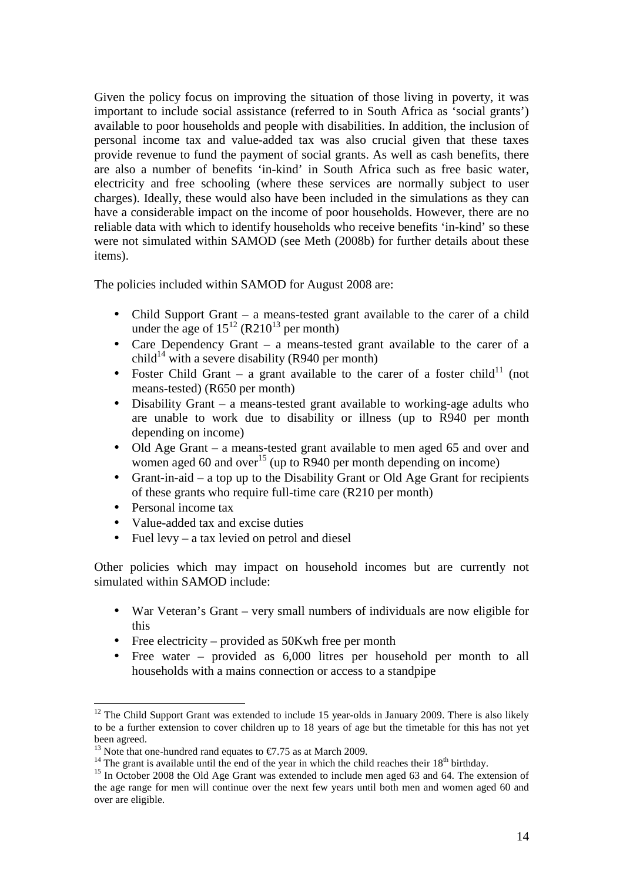Given the policy focus on improving the situation of those living in poverty, it was important to include social assistance (referred to in South Africa as 'social grants') available to poor households and people with disabilities. In addition, the inclusion of personal income tax and value-added tax was also crucial given that these taxes provide revenue to fund the payment of social grants. As well as cash benefits, there are also a number of benefits 'in-kind' in South Africa such as free basic water, electricity and free schooling (where these services are normally subject to user charges). Ideally, these would also have been included in the simulations as they can have a considerable impact on the income of poor households. However, there are no reliable data with which to identify households who receive benefits 'in-kind' so these were not simulated within SAMOD (see Meth (2008b) for further details about these items).

The policies included within SAMOD for August 2008 are:

- Child Support Grant – a means-tested grant available to the carer of a child under the age of 15[12] (R210[13] per month)
- Care Dependency Grant – a means-tested grant available to the carer of a child[14] with a severe disability (R940 per month)
- Foster Child Grant – a grant available to the carer of a foster child[11] (not means-tested) (R650 per month)
- Disability Grant – a means-tested grant available to working-age adults who are unable to work due to disability or illness (up to R940 per month depending on income)
- Old Age Grant – a means-tested grant available to men aged 65 and over and women aged 60 and over[15] (up to R940 per month depending on income)
- Grant-in-aid – a top up to the Disability Grant or Old Age Grant for recipients of these grants who require full-time care (R210 per month)
- Personal income tax
- Value-added tax and excise duties
- Fuel levy – a tax levied on petrol and diesel

Other policies which may impact on household incomes but are currently not simulated within SAMOD include:

- War Veteran's Grant – very small numbers of individuals are now eligible for this
- Free electricity – provided as 50Kwh free per month
- Free water – provided as 6,000 litres per household per month to all households with a mains connection or access to a standpipe

---

[12] The Child Support Grant was extended to include 15 year-olds in January 2009. There is also likely to be a further extension to cover children up to 18 years of age but the timetable for this has not yet been agreed.

[13] Note that one-hundred rand equates to €7.75 as at March 2009.

[14] The grant is available until the end of the year in which the child reaches their 18th birthday.

[15] In October 2008 the Old Age Grant was extended to include men aged 63 and 64. The extension of the age range for men will continue over the next few years until both men and women aged 60 and over are eligible.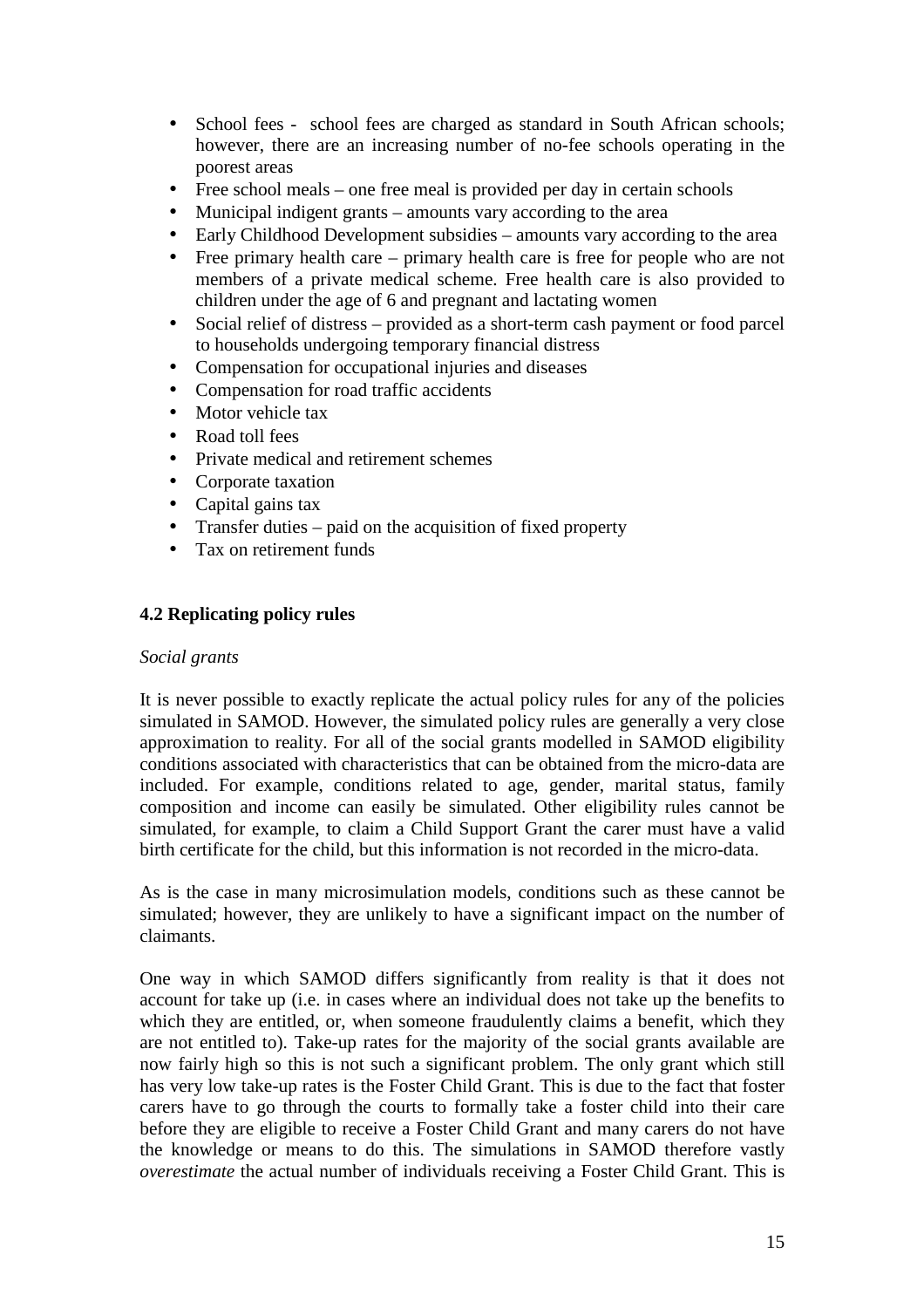- School fees - school fees are charged as standard in South African schools; however, there are an increasing number of no-fee schools operating in the poorest areas
- Free school meals – one free meal is provided per day in certain schools
- Municipal indigent grants – amounts vary according to the area
- Early Childhood Development subsidies – amounts vary according to the area
- Free primary health care – primary health care is free for people who are not members of a private medical scheme. Free health care is also provided to children under the age of 6 and pregnant and lactating women
- Social relief of distress – provided as a short-term cash payment or food parcel to households undergoing temporary financial distress
- Compensation for occupational injuries and diseases
- Compensation for road traffic accidents
- Motor vehicle tax
- Road toll fees
- Private medical and retirement schemes
- Corporate taxation
- Capital gains tax
- Transfer duties – paid on the acquisition of fixed property
- Tax on retirement funds

### 4.2 Replicating policy rules

*Social grants*

It is never possible to exactly replicate the actual policy rules for any of the policies simulated in SAMOD. However, the simulated policy rules are generally a very close approximation to reality. For all of the social grants modelled in SAMOD eligibility conditions associated with characteristics that can be obtained from the micro-data are included. For example, conditions related to age, gender, marital status, family composition and income can easily be simulated. Other eligibility rules cannot be simulated, for example, to claim a Child Support Grant the carer must have a valid birth certificate for the child, but this information is not recorded in the micro-data.

As is the case in many microsimulation models, conditions such as these cannot be simulated; however, they are unlikely to have a significant impact on the number of claimants.

One way in which SAMOD differs significantly from reality is that it does not account for take up (i.e. in cases where an individual does not take up the benefits to which they are entitled, or, when someone fraudulently claims a benefit, which they are not entitled to). Take-up rates for the majority of the social grants available are now fairly high so this is not such a significant problem. The only grant which still has very low take-up rates is the Foster Child Grant. This is due to the fact that foster carers have to go through the courts to formally take a foster child into their care before they are eligible to receive a Foster Child Grant and many carers do not have the knowledge or means to do this. The simulations in SAMOD therefore vastly *overestimate* the actual number of individuals receiving a Foster Child Grant. This is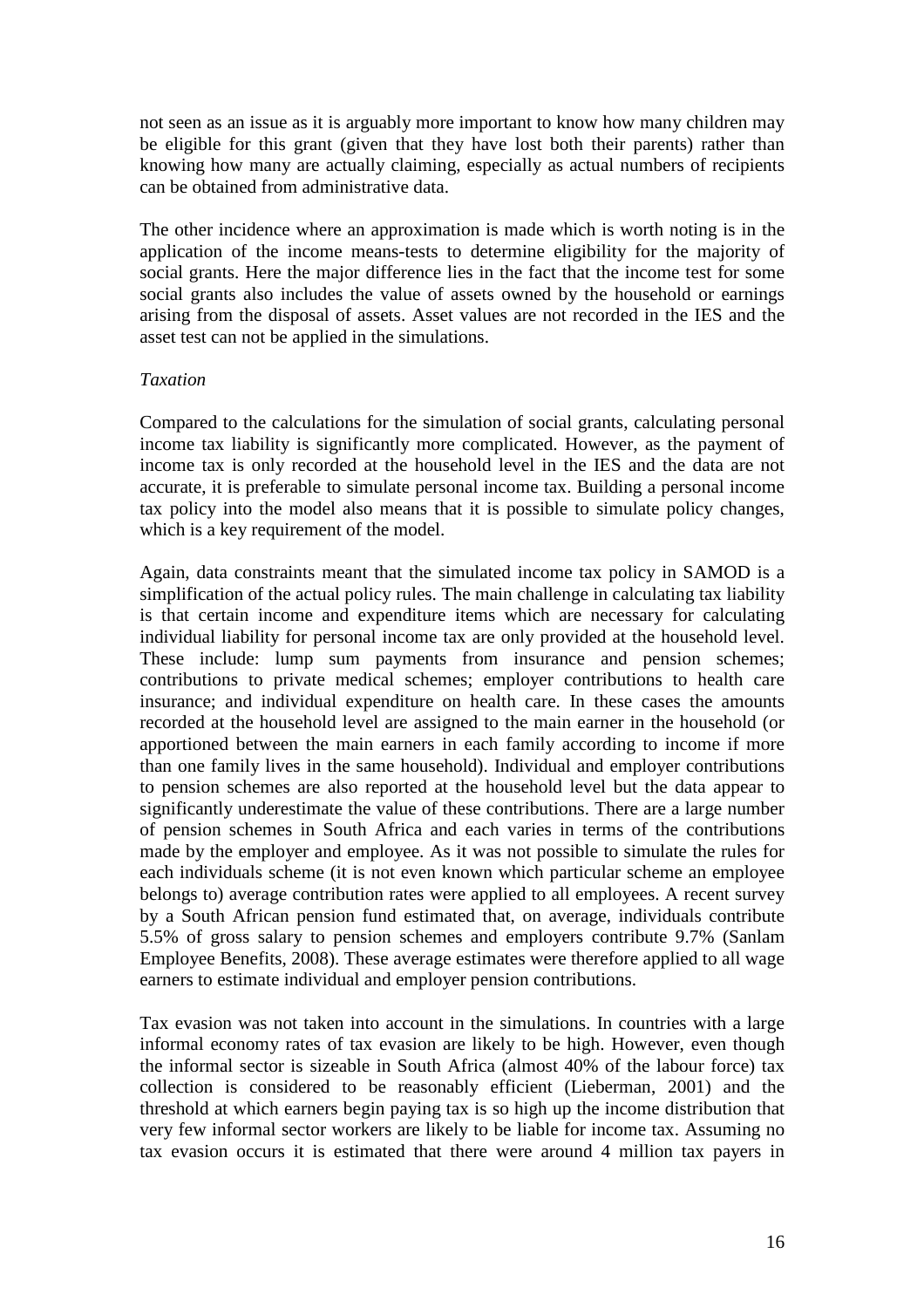not seen as an issue as it is arguably more important to know how many children may be eligible for this grant (given that they have lost both their parents) rather than knowing how many are actually claiming, especially as actual numbers of recipients can be obtained from administrative data.

The other incidence where an approximation is made which is worth noting is in the application of the income means-tests to determine eligibility for the majority of social grants. Here the major difference lies in the fact that the income test for some social grants also includes the value of assets owned by the household or earnings arising from the disposal of assets. Asset values are not recorded in the IES and the asset test can not be applied in the simulations.

*Taxation*

Compared to the calculations for the simulation of social grants, calculating personal income tax liability is significantly more complicated. However, as the payment of income tax is only recorded at the household level in the IES and the data are not accurate, it is preferable to simulate personal income tax. Building a personal income tax policy into the model also means that it is possible to simulate policy changes, which is a key requirement of the model.

Again, data constraints meant that the simulated income tax policy in SAMOD is a simplification of the actual policy rules. The main challenge in calculating tax liability is that certain income and expenditure items which are necessary for calculating individual liability for personal income tax are only provided at the household level. These include: lump sum payments from insurance and pension schemes; contributions to private medical schemes; employer contributions to health care insurance; and individual expenditure on health care. In these cases the amounts recorded at the household level are assigned to the main earner in the household (or apportioned between the main earners in each family according to income if more than one family lives in the same household). Individual and employer contributions to pension schemes are also reported at the household level but the data appear to significantly underestimate the value of these contributions. There are a large number of pension schemes in South Africa and each varies in terms of the contributions made by the employer and employee. As it was not possible to simulate the rules for each individuals scheme (it is not even known which particular scheme an employee belongs to) average contribution rates were applied to all employees. A recent survey by a South African pension fund estimated that, on average, individuals contribute 5.5% of gross salary to pension schemes and employers contribute 9.7% (Sanlam Employee Benefits, 2008). These average estimates were therefore applied to all wage earners to estimate individual and employer pension contributions.

Tax evasion was not taken into account in the simulations. In countries with a large informal economy rates of tax evasion are likely to be high. However, even though the informal sector is sizeable in South Africa (almost 40% of the labour force) tax collection is considered to be reasonably efficient (Lieberman, 2001) and the threshold at which earners begin paying tax is so high up the income distribution that very few informal sector workers are likely to be liable for income tax. Assuming no tax evasion occurs it is estimated that there were around 4 million tax payers in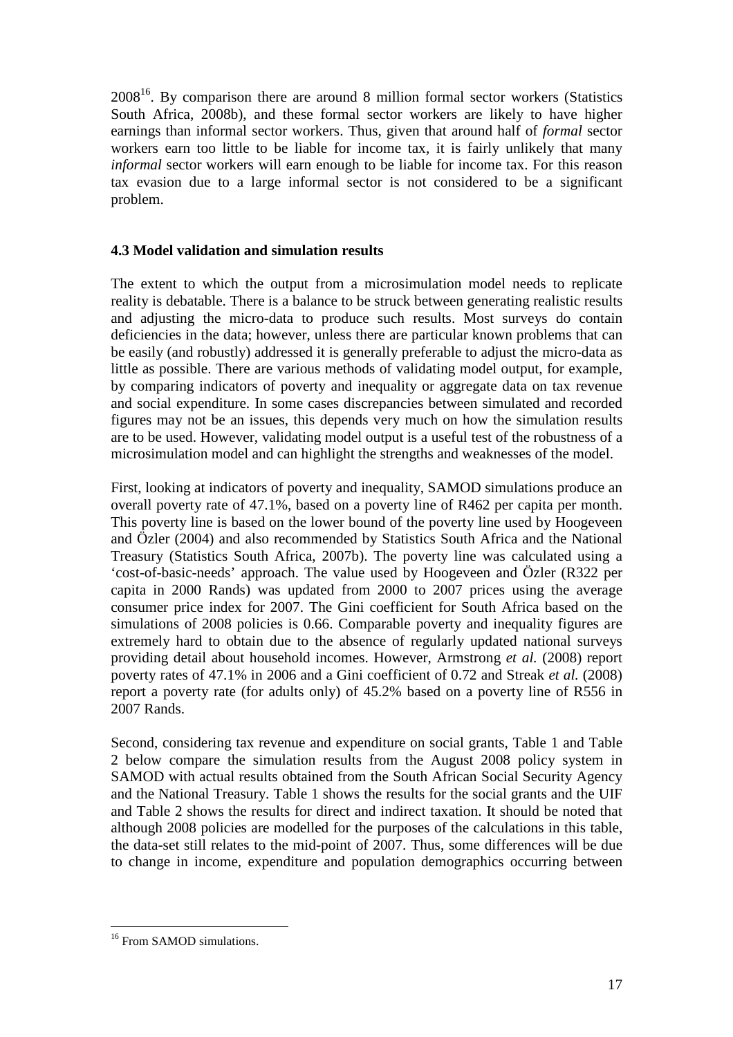2008[16]. By comparison there are around 8 million formal sector workers (Statistics South Africa, 2008b), and these formal sector workers are likely to have higher earnings than informal sector workers. Thus, given that around half of *formal* sector workers earn too little to be liable for income tax, it is fairly unlikely that many *informal* sector workers will earn enough to be liable for income tax. For this reason tax evasion due to a large informal sector is not considered to be a significant problem.

### 4.3 Model validation and simulation results

The extent to which the output from a microsimulation model needs to replicate reality is debatable. There is a balance to be struck between generating realistic results and adjusting the micro-data to produce such results. Most surveys do contain deficiencies in the data; however, unless there are particular known problems that can be easily (and robustly) addressed it is generally preferable to adjust the micro-data as little as possible. There are various methods of validating model output, for example, by comparing indicators of poverty and inequality or aggregate data on tax revenue and social expenditure. In some cases discrepancies between simulated and recorded figures may not be an issues, this depends very much on how the simulation results are to be used. However, validating model output is a useful test of the robustness of a microsimulation model and can highlight the strengths and weaknesses of the model.

First, looking at indicators of poverty and inequality, SAMOD simulations produce an overall poverty rate of 47.1%, based on a poverty line of R462 per capita per month. This poverty line is based on the lower bound of the poverty line used by Hoogeveen and Özler (2004) and also recommended by Statistics South Africa and the National Treasury (Statistics South Africa, 2007b). The poverty line was calculated using a 'cost-of-basic-needs' approach. The value used by Hoogeveen and Özler (R322 per capita in 2000 Rands) was updated from 2000 to 2007 prices using the average consumer price index for 2007. The Gini coefficient for South Africa based on the simulations of 2008 policies is 0.66. Comparable poverty and inequality figures are extremely hard to obtain due to the absence of regularly updated national surveys providing detail about household incomes. However, Armstrong *et al.* (2008) report poverty rates of 47.1% in 2006 and a Gini coefficient of 0.72 and Streak *et al.* (2008) report a poverty rate (for adults only) of 45.2% based on a poverty line of R556 in 2007 Rands.

Second, considering tax revenue and expenditure on social grants, Table 1 and Table 2 below compare the simulation results from the August 2008 policy system in SAMOD with actual results obtained from the South African Social Security Agency and the National Treasury. Table 1 shows the results for the social grants and the UIF and Table 2 shows the results for direct and indirect taxation. It should be noted that although 2008 policies are modelled for the purposes of the calculations in this table, the data-set still relates to the mid-point of 2007. Thus, some differences will be due to change in income, expenditure and population demographics occurring between

[16] From SAMOD simulations.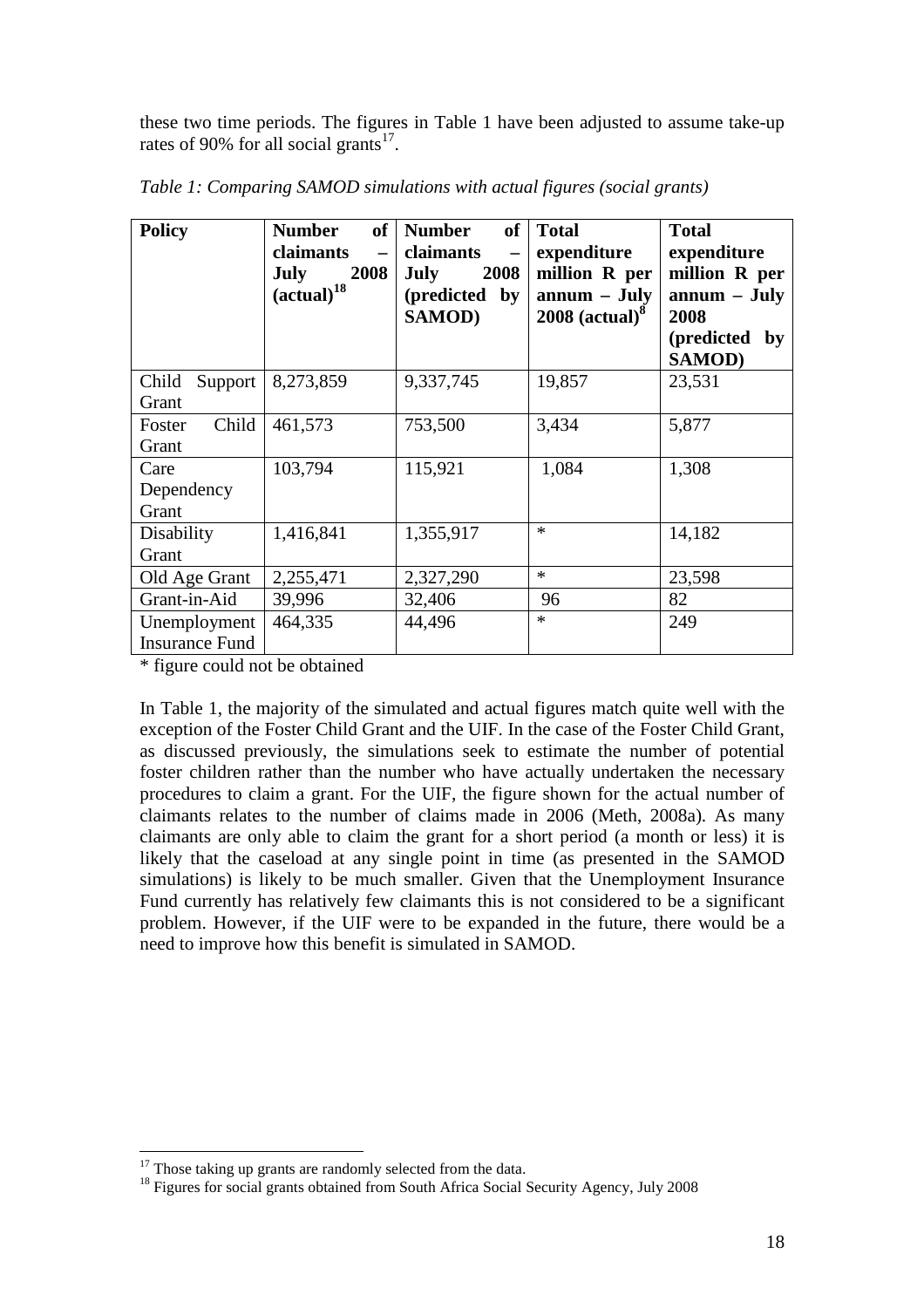these two time periods. The figures in Table 1 have been adjusted to assume take-up rates of 90% for all social grants[17].

*Table 1: Comparing SAMOD simulations with actual figures (social grants)*

| Policy | Number of claimants – July 2008 (actual)[18] | Number of claimants – July 2008 (predicted by SAMOD) | Total expenditure million R per annum – July 2008 (actual)[8] | Total expenditure million R per annum – July 2008 (predicted by SAMOD) |
|---|---|---|---|---|
| Child Support Grant | 8,273,859 | 9,337,745 | 19,857 | 23,531 |
| Foster Child Grant | 461,573 | 753,500 | 3,434 | 5,877 |
| Care Dependency Grant | 103,794 | 115,921 | 1,084 | 1,308 |
| Disability Grant | 1,416,841 | 1,355,917 | * | 14,182 |
| Old Age Grant | 2,255,471 | 2,327,290 | * | 23,598 |
| Grant-in-Aid | 39,996 | 32,406 | 96 | 82 |
| Unemployment Insurance Fund | 464,335 | 44,496 | * | 249 |

\* figure could not be obtained

In Table 1, the majority of the simulated and actual figures match quite well with the exception of the Foster Child Grant and the UIF. In the case of the Foster Child Grant, as discussed previously, the simulations seek to estimate the number of potential foster children rather than the number who have actually undertaken the necessary procedures to claim a grant. For the UIF, the figure shown for the actual number of claimants relates to the number of claims made in 2006 (Meth, 2008a). As many claimants are only able to claim the grant for a short period (a month or less) it is likely that the caseload at any single point in time (as presented in the SAMOD simulations) is likely to be much smaller. Given that the Unemployment Insurance Fund currently has relatively few claimants this is not considered to be a significant problem. However, if the UIF were to be expanded in the future, there would be a need to improve how this benefit is simulated in SAMOD.

[17] Those taking up grants are randomly selected from the data.

[18] Figures for social grants obtained from South Africa Social Security Agency, July 2008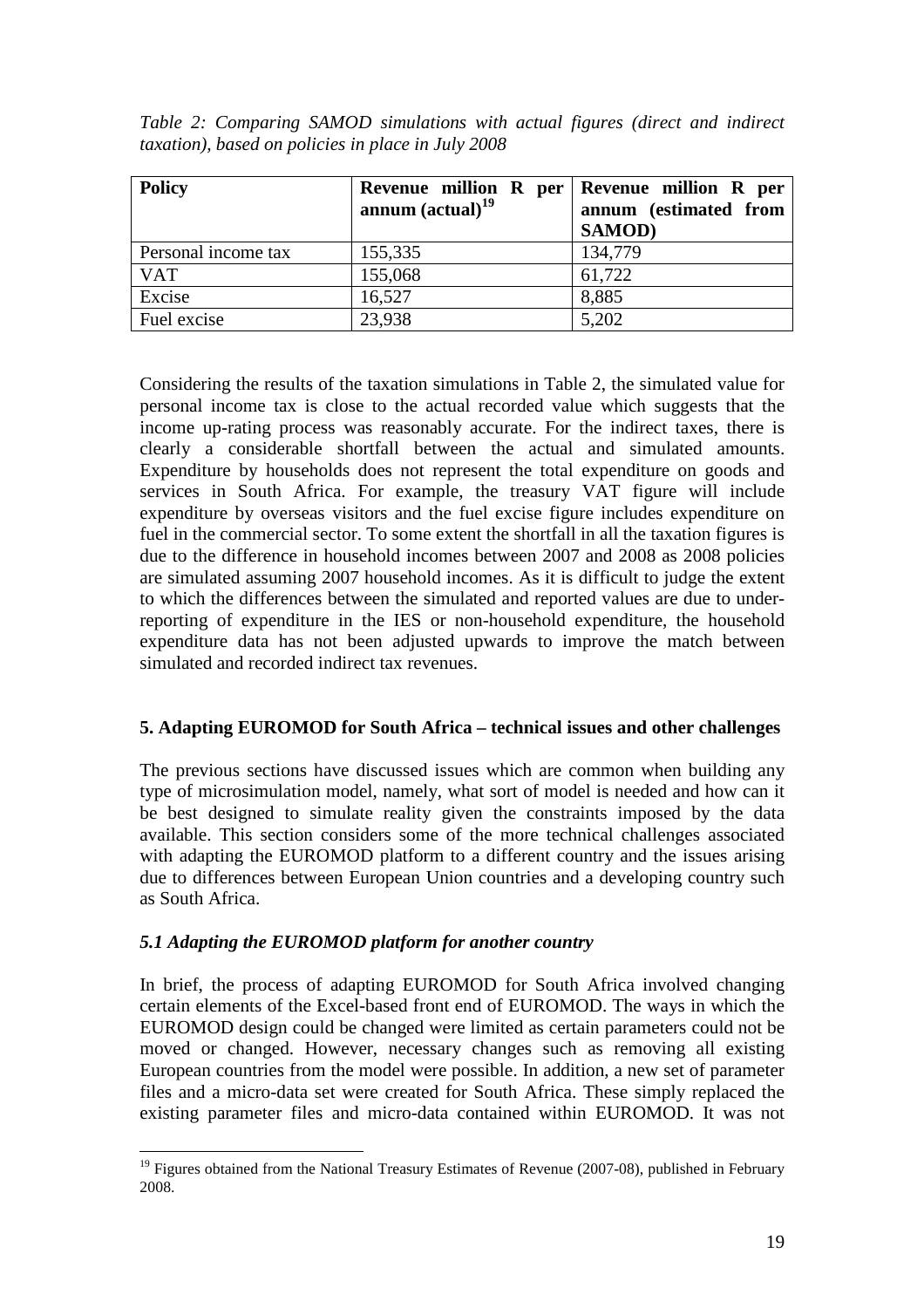*Table 2: Comparing SAMOD simulations with actual figures (direct and indirect taxation), based on policies in place in July 2008*

| Policy | Revenue million R per annum (actual)[19] | Revenue million R per annum (estimated from SAMOD) |
|---|---|---|
| Personal income tax | 155,335 | 134,779 |
| VAT | 155,068 | 61,722 |
| Excise | 16,527 | 8,885 |
| Fuel excise | 23,938 | 5,202 |

Considering the results of the taxation simulations in Table 2, the simulated value for personal income tax is close to the actual recorded value which suggests that the income up-rating process was reasonably accurate. For the indirect taxes, there is clearly a considerable shortfall between the actual and simulated amounts. Expenditure by households does not represent the total expenditure on goods and services in South Africa. For example, the treasury VAT figure will include expenditure by overseas visitors and the fuel excise figure includes expenditure on fuel in the commercial sector. To some extent the shortfall in all the taxation figures is due to the difference in household incomes between 2007 and 2008 as 2008 policies are simulated assuming 2007 household incomes. As it is difficult to judge the extent to which the differences between the simulated and reported values are due to under-reporting of expenditure in the IES or non-household expenditure, the household expenditure data has not been adjusted upwards to improve the match between simulated and recorded indirect tax revenues.

## 5. Adapting EUROMOD for South Africa – technical issues and other challenges

The previous sections have discussed issues which are common when building any type of microsimulation model, namely, what sort of model is needed and how can it be best designed to simulate reality given the constraints imposed by the data available. This section considers some of the more technical challenges associated with adapting the EUROMOD platform to a different country and the issues arising due to differences between European Union countries and a developing country such as South Africa.

### *5.1 Adapting the EUROMOD platform for another country*

In brief, the process of adapting EUROMOD for South Africa involved changing certain elements of the Excel-based front end of EUROMOD. The ways in which the EUROMOD design could be changed were limited as certain parameters could not be moved or changed. However, necessary changes such as removing all existing European countries from the model were possible. In addition, a new set of parameter files and a micro-data set were created for South Africa. These simply replaced the existing parameter files and micro-data contained within EUROMOD. It was not

[19] Figures obtained from the National Treasury Estimates of Revenue (2007-08), published in February 2008.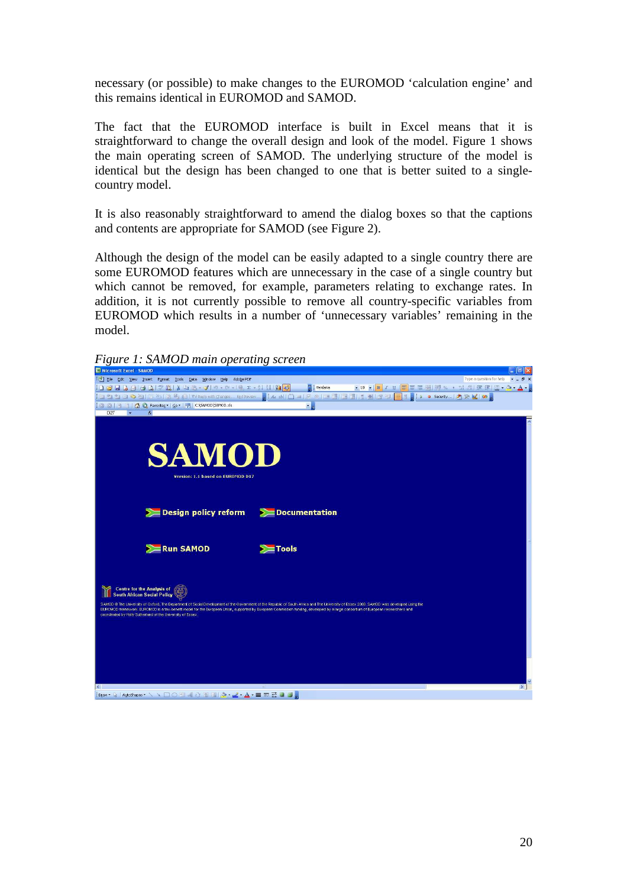necessary (or possible) to make changes to the EUROMOD 'calculation engine' and this remains identical in EUROMOD and SAMOD.

The fact that the EUROMOD interface is built in Excel means that it is straightforward to change the overall design and look of the model. Figure 1 shows the main operating screen of SAMOD. The underlying structure of the model is identical but the design has been changed to one that is better suited to a single-country model.

It is also reasonably straightforward to amend the dialog boxes so that the captions and contents are appropriate for SAMOD (see Figure 2).

Although the design of the model can be easily adapted to a single country there are some EUROMOD features which are unnecessary in the case of a single country but which cannot be removed, for example, parameters relating to exchange rates. In addition, it is not currently possible to remove all country-specific variables from EUROMOD which results in a number of 'unnecessary variables' remaining in the model.

*Figure 1: SAMOD main operating screen*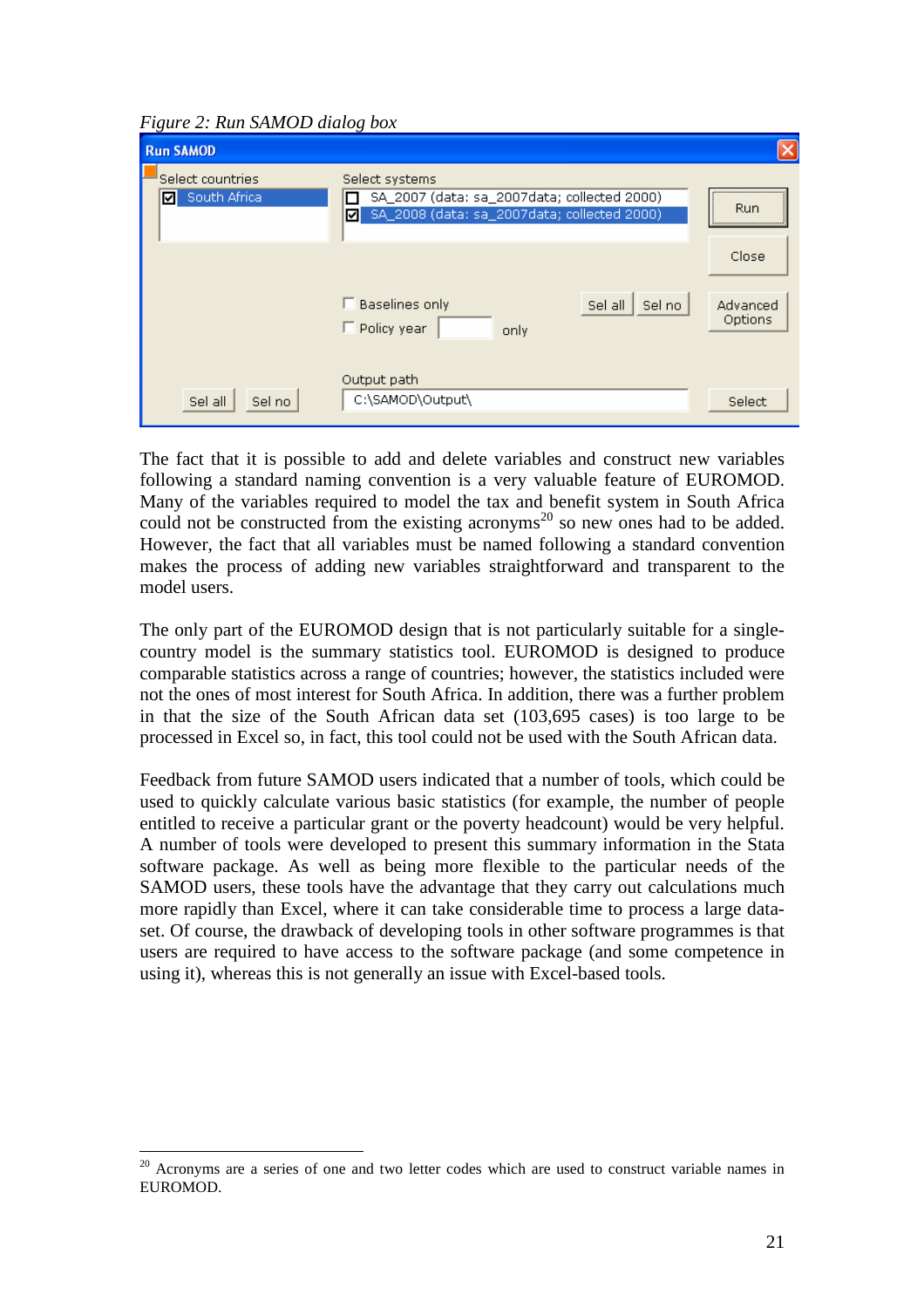*Figure 2: Run SAMOD dialog box*

The fact that it is possible to add and delete variables and construct new variables following a standard naming convention is a very valuable feature of EUROMOD. Many of the variables required to model the tax and benefit system in South Africa could not be constructed from the existing acronyms[20] so new ones had to be added. However, the fact that all variables must be named following a standard convention makes the process of adding new variables straightforward and transparent to the model users.

The only part of the EUROMOD design that is not particularly suitable for a single-country model is the summary statistics tool. EUROMOD is designed to produce comparable statistics across a range of countries; however, the statistics included were not the ones of most interest for South Africa. In addition, there was a further problem in that the size of the South African data set (103,695 cases) is too large to be processed in Excel so, in fact, this tool could not be used with the South African data.

Feedback from future SAMOD users indicated that a number of tools, which could be used to quickly calculate various basic statistics (for example, the number of people entitled to receive a particular grant or the poverty headcount) would be very helpful. A number of tools were developed to present this summary information in the Stata software package. As well as being more flexible to the particular needs of the SAMOD users, these tools have the advantage that they carry out calculations much more rapidly than Excel, where it can take considerable time to process a large data-set. Of course, the drawback of developing tools in other software programmes is that users are required to have access to the software package (and some competence in using it), whereas this is not generally an issue with Excel-based tools.

[20] Acronyms are a series of one and two letter codes which are used to construct variable names in EUROMOD.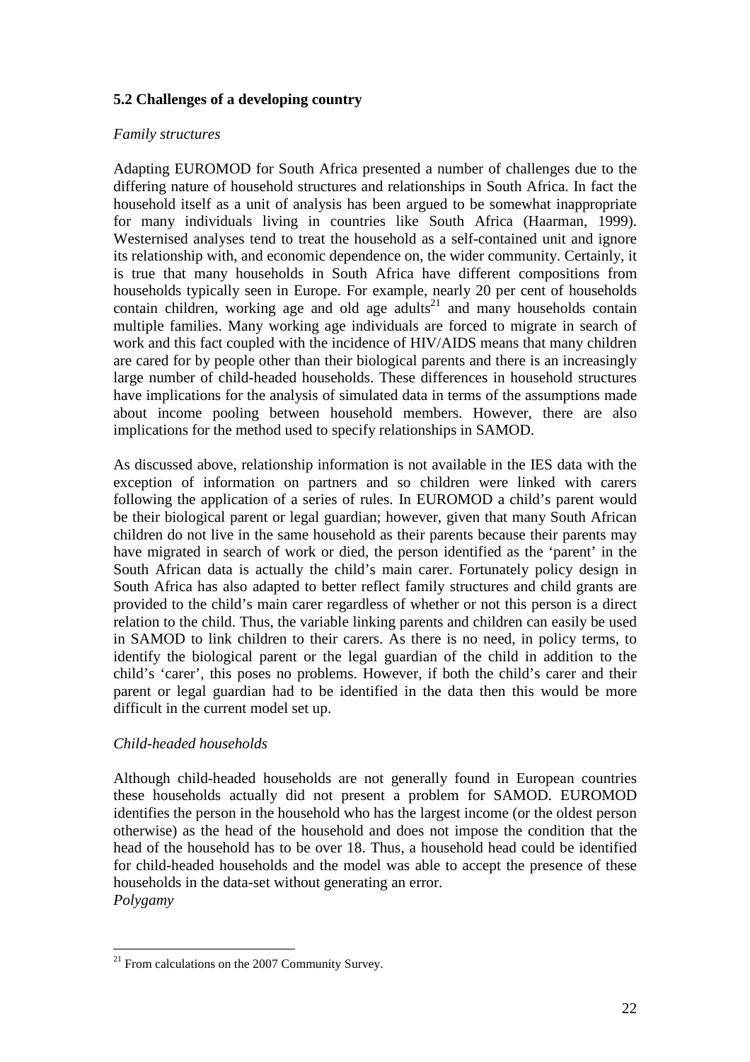## 5.2 Challenges of a developing country

*Family structures*

Adapting EUROMOD for South Africa presented a number of challenges due to the differing nature of household structures and relationships in South Africa. In fact the household itself as a unit of analysis has been argued to be somewhat inappropriate for many individuals living in countries like South Africa (Haarman, 1999). Westernised analyses tend to treat the household as a self-contained unit and ignore its relationship with, and economic dependence on, the wider community. Certainly, it is true that many households in South Africa have different compositions from households typically seen in Europe. For example, nearly 20 per cent of households contain children, working age and old age adults[21] and many households contain multiple families. Many working age individuals are forced to migrate in search of work and this fact coupled with the incidence of HIV/AIDS means that many children are cared for by people other than their biological parents and there is an increasingly large number of child-headed households. These differences in household structures have implications for the analysis of simulated data in terms of the assumptions made about income pooling between household members. However, there are also implications for the method used to specify relationships in SAMOD.

As discussed above, relationship information is not available in the IES data with the exception of information on partners and so children were linked with carers following the application of a series of rules. In EUROMOD a child's parent would be their biological parent or legal guardian; however, given that many South African children do not live in the same household as their parents because their parents may have migrated in search of work or died, the person identified as the 'parent' in the South African data is actually the child's main carer. Fortunately policy design in South Africa has also adapted to better reflect family structures and child grants are provided to the child's main carer regardless of whether or not this person is a direct relation to the child. Thus, the variable linking parents and children can easily be used in SAMOD to link children to their carers. As there is no need, in policy terms, to identify the biological parent or the legal guardian of the child in addition to the child's 'carer', this poses no problems. However, if both the child's carer and their parent or legal guardian had to be identified in the data then this would be more difficult in the current model set up.

*Child-headed households*

Although child-headed households are not generally found in European countries these households actually did not present a problem for SAMOD. EUROMOD identifies the person in the household who has the largest income (or the oldest person otherwise) as the head of the household and does not impose the condition that the head of the household has to be over 18. Thus, a household head could be identified for child-headed households and the model was able to accept the presence of these households in the data-set without generating an error.

*Polygamy*

[21] From calculations on the 2007 Community Survey.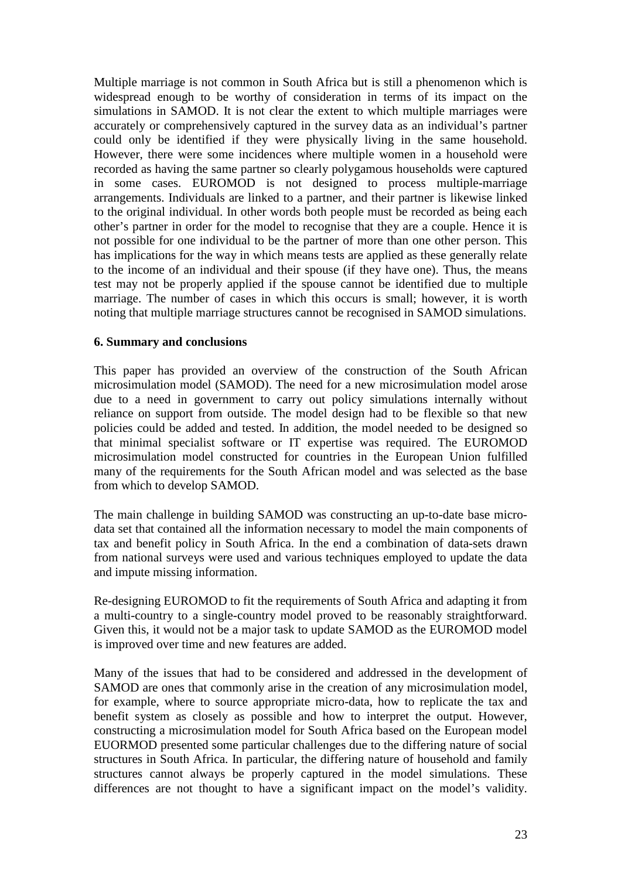Multiple marriage is not common in South Africa but is still a phenomenon which is widespread enough to be worthy of consideration in terms of its impact on the simulations in SAMOD. It is not clear the extent to which multiple marriages were accurately or comprehensively captured in the survey data as an individual's partner could only be identified if they were physically living in the same household. However, there were some incidences where multiple women in a household were recorded as having the same partner so clearly polygamous households were captured in some cases. EUROMOD is not designed to process multiple-marriage arrangements. Individuals are linked to a partner, and their partner is likewise linked to the original individual. In other words both people must be recorded as being each other's partner in order for the model to recognise that they are a couple. Hence it is not possible for one individual to be the partner of more than one other person. This has implications for the way in which means tests are applied as these generally relate to the income of an individual and their spouse (if they have one). Thus, the means test may not be properly applied if the spouse cannot be identified due to multiple marriage. The number of cases in which this occurs is small; however, it is worth noting that multiple marriage structures cannot be recognised in SAMOD simulations.

**6. Summary and conclusions**

This paper has provided an overview of the construction of the South African microsimulation model (SAMOD). The need for a new microsimulation model arose due to a need in government to carry out policy simulations internally without reliance on support from outside. The model design had to be flexible so that new policies could be added and tested. In addition, the model needed to be designed so that minimal specialist software or IT expertise was required. The EUROMOD microsimulation model constructed for countries in the European Union fulfilled many of the requirements for the South African model and was selected as the base from which to develop SAMOD.

The main challenge in building SAMOD was constructing an up-to-date base micro-data set that contained all the information necessary to model the main components of tax and benefit policy in South Africa. In the end a combination of data-sets drawn from national surveys were used and various techniques employed to update the data and impute missing information.

Re-designing EUROMOD to fit the requirements of South Africa and adapting it from a multi-country to a single-country model proved to be reasonably straightforward. Given this, it would not be a major task to update SAMOD as the EUROMOD model is improved over time and new features are added.

Many of the issues that had to be considered and addressed in the development of SAMOD are ones that commonly arise in the creation of any microsimulation model, for example, where to source appropriate micro-data, how to replicate the tax and benefit system as closely as possible and how to interpret the output. However, constructing a microsimulation model for South Africa based on the European model EUORMOD presented some particular challenges due to the differing nature of social structures in South Africa. In particular, the differing nature of household and family structures cannot always be properly captured in the model simulations. These differences are not thought to have a significant impact on the model's validity.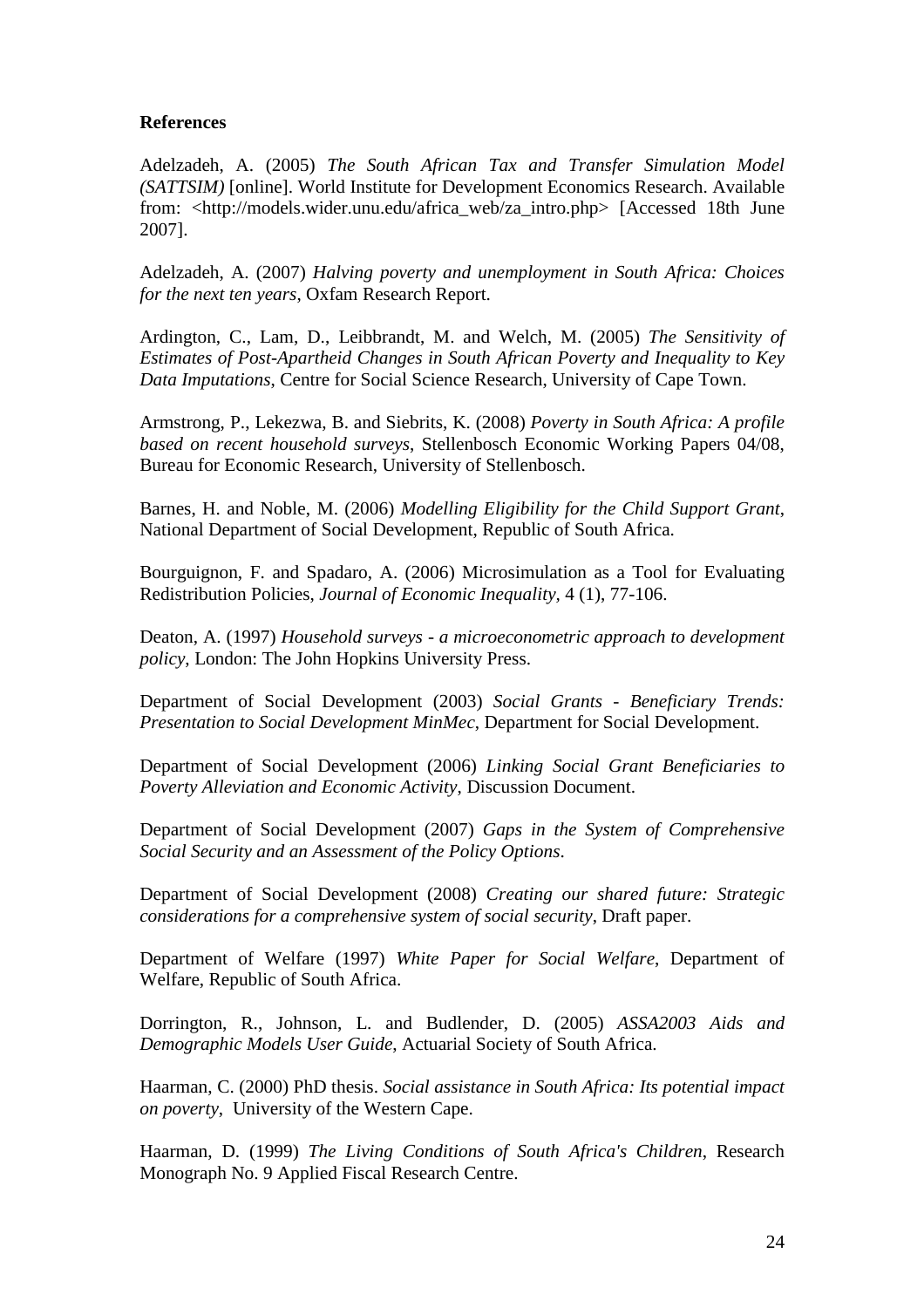**References**

Adelzadeh, A. (2005) *The South African Tax and Transfer Simulation Model (SATTSIM)* [online]. World Institute for Development Economics Research. Available from: <http://models.wider.unu.edu/africa_web/za_intro.php> [Accessed 18th June 2007].

Adelzadeh, A. (2007) *Halving poverty and unemployment in South Africa: Choices for the next ten years*, Oxfam Research Report.

Ardington, C., Lam, D., Leibbrandt, M. and Welch, M. (2005) *The Sensitivity of Estimates of Post-Apartheid Changes in South African Poverty and Inequality to Key Data Imputations*, Centre for Social Science Research, University of Cape Town.

Armstrong, P., Lekezwa, B. and Siebrits, K. (2008) *Poverty in South Africa: A profile based on recent household surveys*, Stellenbosch Economic Working Papers 04/08, Bureau for Economic Research, University of Stellenbosch.

Barnes, H. and Noble, M. (2006) *Modelling Eligibility for the Child Support Grant*, National Department of Social Development, Republic of South Africa.

Bourguignon, F. and Spadaro, A. (2006) Microsimulation as a Tool for Evaluating Redistribution Policies, *Journal of Economic Inequality*, 4 (1), 77-106.

Deaton, A. (1997) *Household surveys - a microeconometric approach to development policy*, London: The John Hopkins University Press.

Department of Social Development (2003) *Social Grants - Beneficiary Trends: Presentation to Social Development MinMec*, Department for Social Development.

Department of Social Development (2006) *Linking Social Grant Beneficiaries to Poverty Alleviation and Economic Activity*, Discussion Document.

Department of Social Development (2007) *Gaps in the System of Comprehensive Social Security and an Assessment of the Policy Options*.

Department of Social Development (2008) *Creating our shared future: Strategic considerations for a comprehensive system of social security*, Draft paper.

Department of Welfare (1997) *White Paper for Social Welfare*, Department of Welfare, Republic of South Africa.

Dorrington, R., Johnson, L. and Budlender, D. (2005) *ASSA2003 Aids and Demographic Models User Guide*, Actuarial Society of South Africa.

Haarman, C. (2000) PhD thesis. *Social assistance in South Africa: Its potential impact on poverty*, University of the Western Cape.

Haarman, D. (1999) *The Living Conditions of South Africa's Children*, Research Monograph No. 9 Applied Fiscal Research Centre.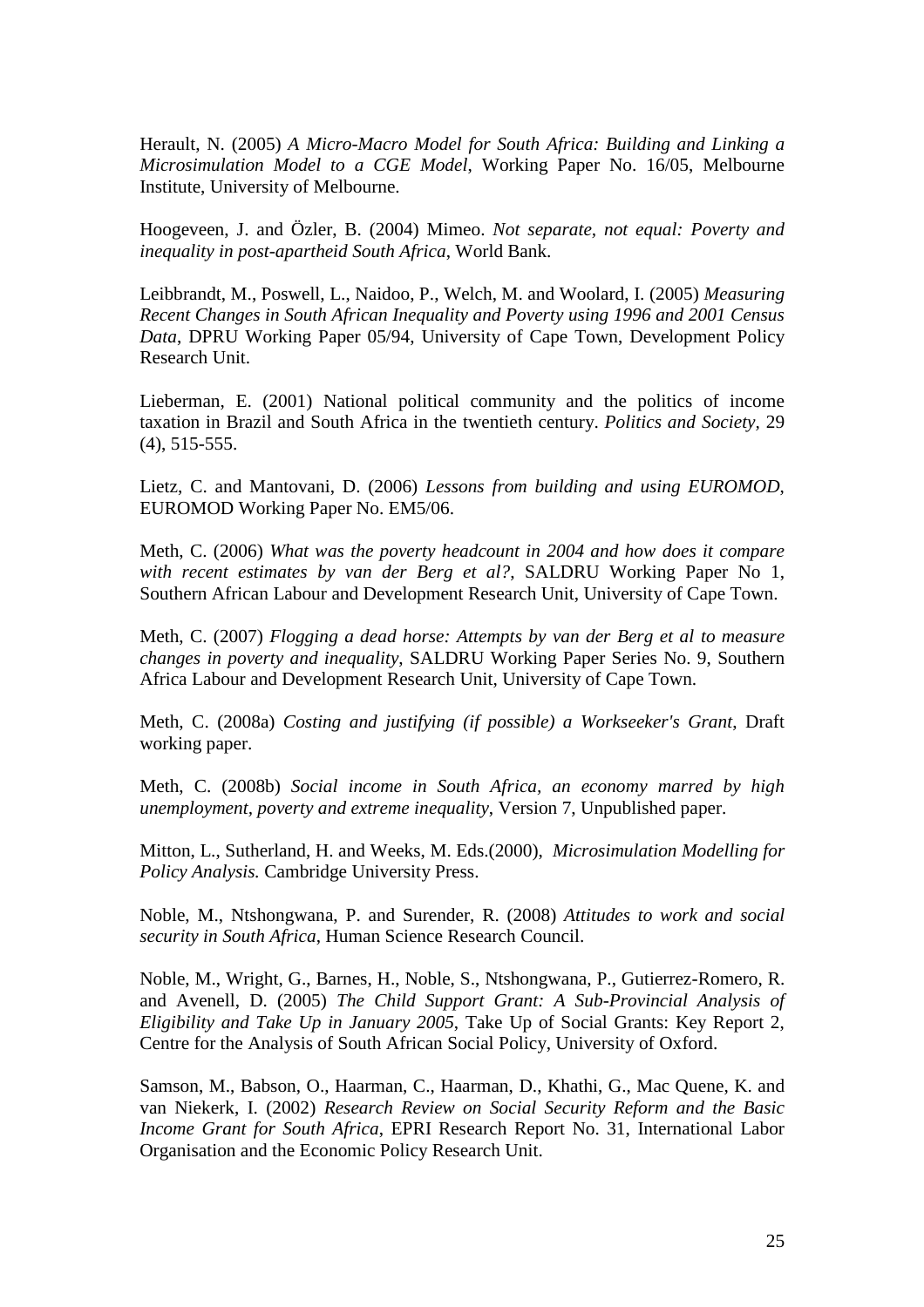Herault, N. (2005) *A Micro-Macro Model for South Africa: Building and Linking a Microsimulation Model to a CGE Model*, Working Paper No. 16/05, Melbourne Institute, University of Melbourne.

Hoogeveen, J. and Özler, B. (2004) Mimeo. *Not separate, not equal: Poverty and inequality in post-apartheid South Africa*, World Bank.

Leibbrandt, M., Poswell, L., Naidoo, P., Welch, M. and Woolard, I. (2005) *Measuring Recent Changes in South African Inequality and Poverty using 1996 and 2001 Census Data*, DPRU Working Paper 05/94, University of Cape Town, Development Policy Research Unit.

Lieberman, E. (2001) National political community and the politics of income taxation in Brazil and South Africa in the twentieth century. *Politics and Society*, 29 (4), 515-555.

Lietz, C. and Mantovani, D. (2006) *Lessons from building and using EUROMOD*, EUROMOD Working Paper No. EM5/06.

Meth, C. (2006) *What was the poverty headcount in 2004 and how does it compare with recent estimates by van der Berg et al?*, SALDRU Working Paper No 1, Southern African Labour and Development Research Unit, University of Cape Town.

Meth, C. (2007) *Flogging a dead horse: Attempts by van der Berg et al to measure changes in poverty and inequality*, SALDRU Working Paper Series No. 9, Southern Africa Labour and Development Research Unit, University of Cape Town.

Meth, C. (2008a) *Costing and justifying (if possible) a Workseeker's Grant*, Draft working paper.

Meth, C. (2008b) *Social income in South Africa, an economy marred by high unemployment, poverty and extreme inequality*, Version 7, Unpublished paper.

Mitton, L., Sutherland, H. and Weeks, M. Eds.(2000), *Microsimulation Modelling for Policy Analysis.* Cambridge University Press.

Noble, M., Ntshongwana, P. and Surender, R. (2008) *Attitudes to work and social security in South Africa*, Human Science Research Council.

Noble, M., Wright, G., Barnes, H., Noble, S., Ntshongwana, P., Gutierrez-Romero, R. and Avenell, D. (2005) *The Child Support Grant: A Sub-Provincial Analysis of Eligibility and Take Up in January 2005*, Take Up of Social Grants: Key Report 2, Centre for the Analysis of South African Social Policy, University of Oxford.

Samson, M., Babson, O., Haarman, C., Haarman, D., Khathi, G., Mac Quene, K. and van Niekerk, I. (2002) *Research Review on Social Security Reform and the Basic Income Grant for South Africa*, EPRI Research Report No. 31, International Labor Organisation and the Economic Policy Research Unit.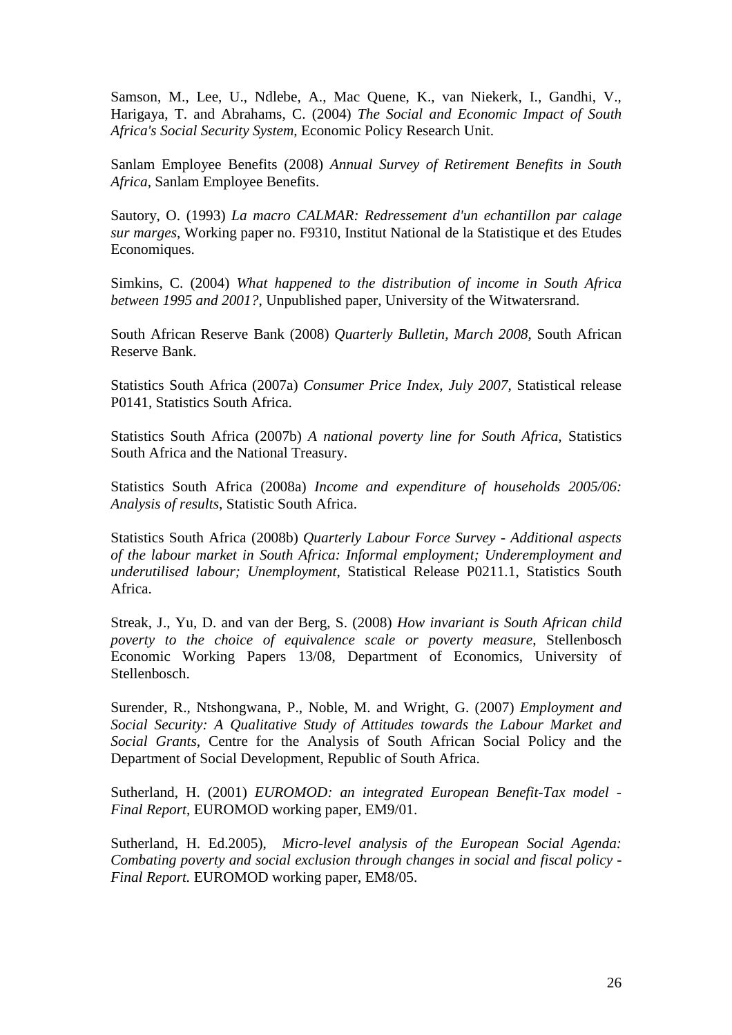Samson, M., Lee, U., Ndlebe, A., Mac Quene, K., van Niekerk, I., Gandhi, V., Harigaya, T. and Abrahams, C. (2004) *The Social and Economic Impact of South Africa's Social Security System*, Economic Policy Research Unit.

Sanlam Employee Benefits (2008) *Annual Survey of Retirement Benefits in South Africa*, Sanlam Employee Benefits.

Sautory, O. (1993) *La macro CALMAR: Redressement d'un echantillon par calage sur marges*, Working paper no. F9310, Institut National de la Statistique et des Etudes Economiques.

Simkins, C. (2004) *What happened to the distribution of income in South Africa between 1995 and 2001?*, Unpublished paper, University of the Witwatersrand.

South African Reserve Bank (2008) *Quarterly Bulletin, March 2008*, South African Reserve Bank.

Statistics South Africa (2007a) *Consumer Price Index, July 2007*, Statistical release P0141, Statistics South Africa.

Statistics South Africa (2007b) *A national poverty line for South Africa*, Statistics South Africa and the National Treasury.

Statistics South Africa (2008a) *Income and expenditure of households 2005/06: Analysis of results*, Statistic South Africa.

Statistics South Africa (2008b) *Quarterly Labour Force Survey - Additional aspects of the labour market in South Africa: Informal employment; Underemployment and underutilised labour; Unemployment*, Statistical Release P0211.1, Statistics South Africa.

Streak, J., Yu, D. and van der Berg, S. (2008) *How invariant is South African child poverty to the choice of equivalence scale or poverty measure*, Stellenbosch Economic Working Papers 13/08, Department of Economics, University of Stellenbosch.

Surender, R., Ntshongwana, P., Noble, M. and Wright, G. (2007) *Employment and Social Security: A Qualitative Study of Attitudes towards the Labour Market and Social Grants*, Centre for the Analysis of South African Social Policy and the Department of Social Development, Republic of South Africa.

Sutherland, H. (2001) *EUROMOD: an integrated European Benefit-Tax model - Final Report*, EUROMOD working paper, EM9/01.

Sutherland, H. Ed.2005), *Micro-level analysis of the European Social Agenda: Combating poverty and social exclusion through changes in social and fiscal policy - Final Report.* EUROMOD working paper, EM8/05.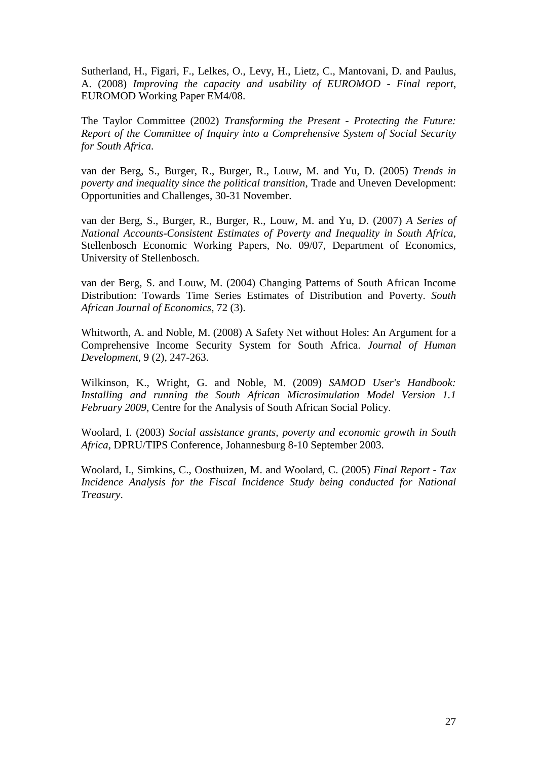Sutherland, H., Figari, F., Lelkes, O., Levy, H., Lietz, C., Mantovani, D. and Paulus, A. (2008) *Improving the capacity and usability of EUROMOD - Final report*, EUROMOD Working Paper EM4/08.

The Taylor Committee (2002) *Transforming the Present - Protecting the Future: Report of the Committee of Inquiry into a Comprehensive System of Social Security for South Africa*.

van der Berg, S., Burger, R., Burger, R., Louw, M. and Yu, D. (2005) *Trends in poverty and inequality since the political transition*, Trade and Uneven Development: Opportunities and Challenges, 30-31 November.

van der Berg, S., Burger, R., Burger, R., Louw, M. and Yu, D. (2007) *A Series of National Accounts-Consistent Estimates of Poverty and Inequality in South Africa*, Stellenbosch Economic Working Papers, No. 09/07, Department of Economics, University of Stellenbosch.

van der Berg, S. and Louw, M. (2004) Changing Patterns of South African Income Distribution: Towards Time Series Estimates of Distribution and Poverty. *South African Journal of Economics*, 72 (3).

Whitworth, A. and Noble, M. (2008) A Safety Net without Holes: An Argument for a Comprehensive Income Security System for South Africa. *Journal of Human Development*, 9 (2), 247-263.

Wilkinson, K., Wright, G. and Noble, M. (2009) *SAMOD User's Handbook: Installing and running the South African Microsimulation Model Version 1.1 February 2009*, Centre for the Analysis of South African Social Policy.

Woolard, I. (2003) *Social assistance grants, poverty and economic growth in South Africa*, DPRU/TIPS Conference, Johannesburg 8-10 September 2003.

Woolard, I., Simkins, C., Oosthuizen, M. and Woolard, C. (2005) *Final Report - Tax Incidence Analysis for the Fiscal Incidence Study being conducted for National Treasury*.